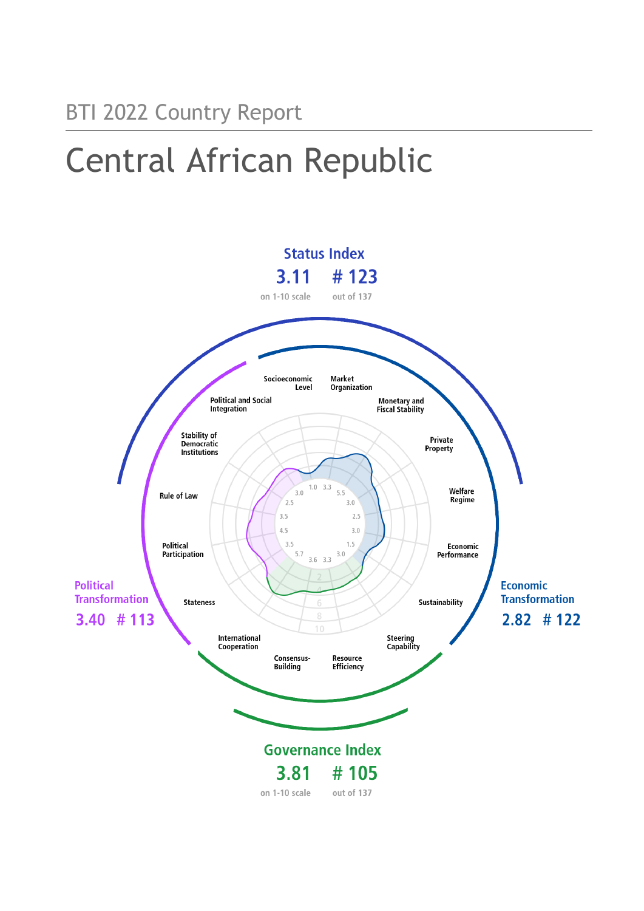BTI 2022 Country Report

# Central African Republic

## Status Index

**3.11** on 1-10 scale

**# 123** out of 137

## Political Transformation

**3.40** **# 113**

## Economic Transformation

**2.82** **# 122**

## Governance Index

**3.81** on 1-10 scale

**# 105** out of 137

| Criterion | Score |
| --- | --- |
| Socioeconomic Level | 1.0 |
| Market Organization | 3.3 |
| Monetary and Fiscal Stability | 5.5 |
| Private Property | 3.0 |
| Welfare Regime | 2.5 |
| Economic Performance | 3.0 |
| Sustainability | 1.5 |
| Steering Capability | 3.0 |
| Resource Efficiency | 3.3 |
| Consensus-Building | 3.6 |
| International Cooperation | 5.7 |
| Stateness | 3.5 |
| Political Participation | 4.5 |
| Rule of Law | 3.5 |
| Stability of Democratic Institutions | 2.5 |
| Political and Social Integration | 3.0 |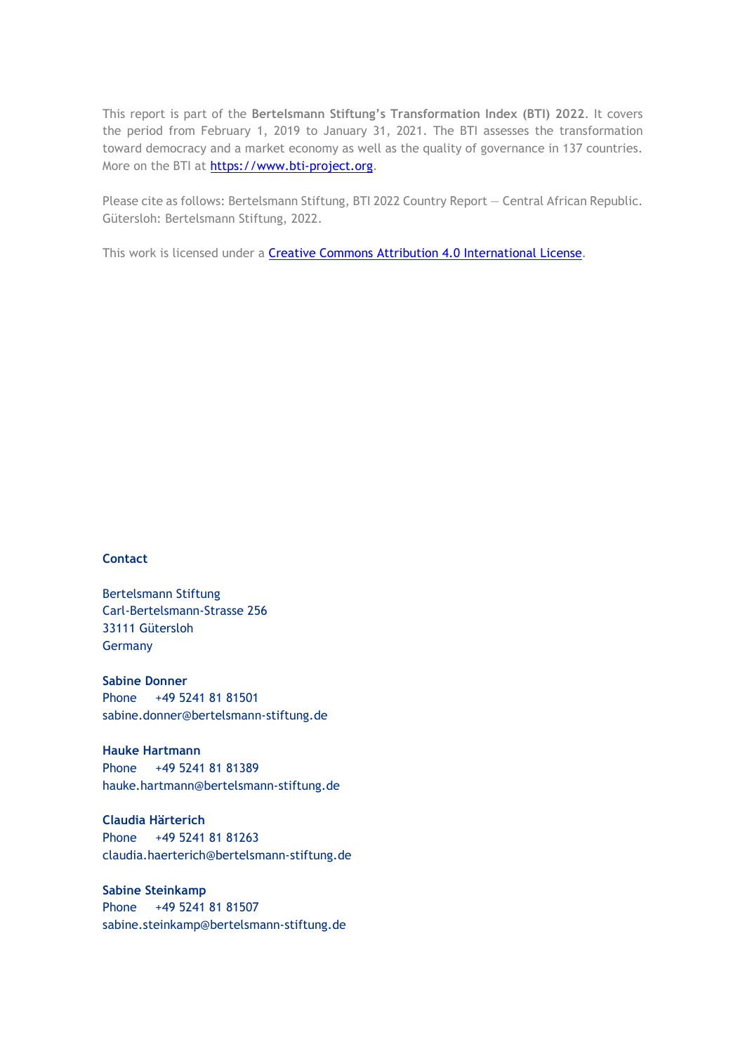This report is part of the **Bertelsmann Stiftung's Transformation Index (BTI) 2022**. It covers the period from February 1, 2019 to January 31, 2021. The BTI assesses the transformation toward democracy and a market economy as well as the quality of governance in 137 countries. More on the BTI at [https://www.bti-project.org](https://www.bti-project.org).

Please cite as follows: Bertelsmann Stiftung, BTI 2022 Country Report — Central African Republic. Gütersloh: Bertelsmann Stiftung, 2022.

This work is licensed under a [Creative Commons Attribution 4.0 International License](https://creativecommons.org/licenses/by/4.0/).

**Contact**

Bertelsmann Stiftung
Carl-Bertelsmann-Strasse 256
33111 Gütersloh
Germany

**Sabine Donner**
Phone +49 5241 81 81501
sabine.donner@bertelsmann-stiftung.de

**Hauke Hartmann**
Phone +49 5241 81 81389
hauke.hartmann@bertelsmann-stiftung.de

**Claudia Härterich**
Phone +49 5241 81 81263
claudia.haerterich@bertelsmann-stiftung.de

**Sabine Steinkamp**
Phone +49 5241 81 81507
sabine.steinkamp@bertelsmann-stiftung.de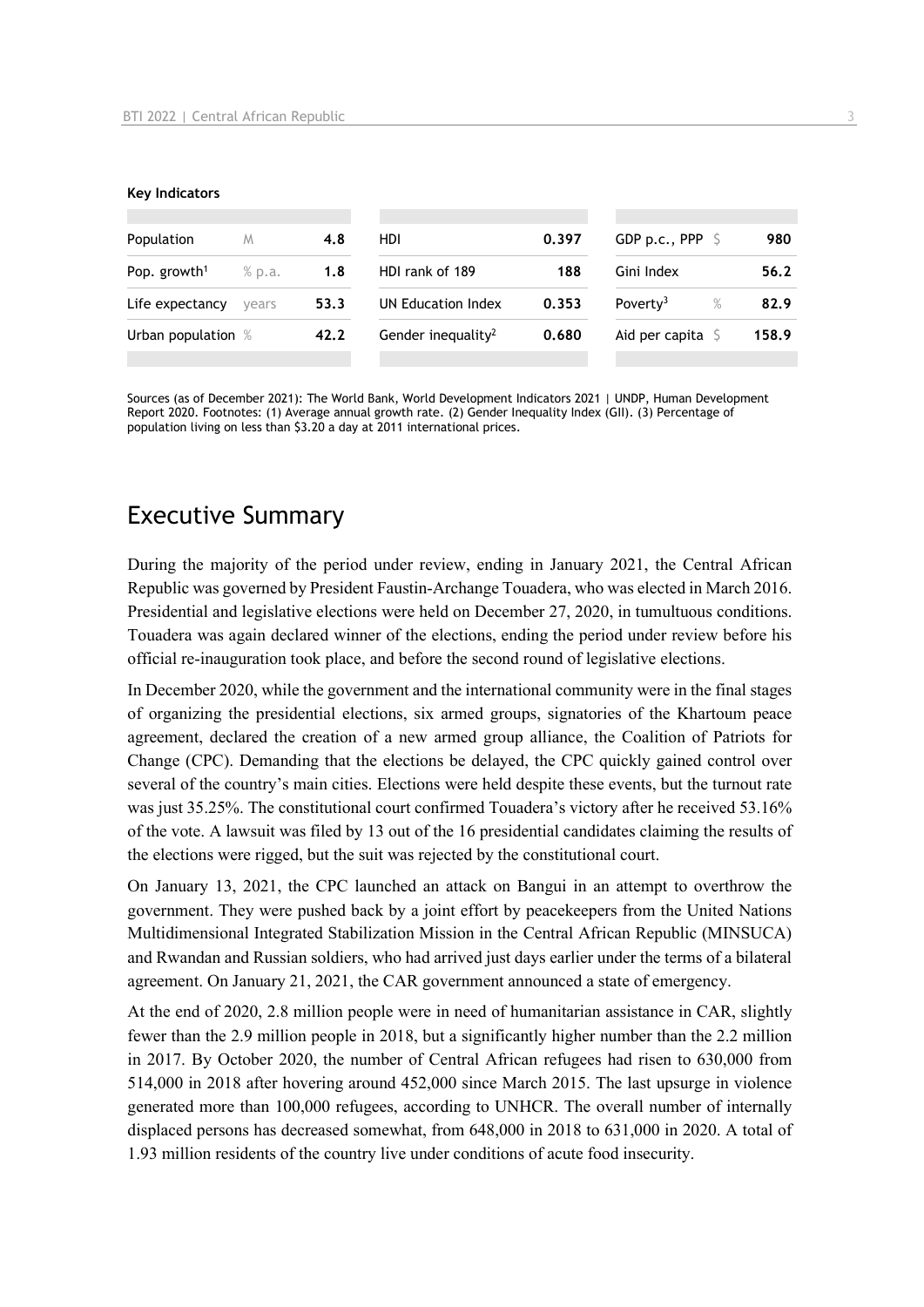**Key Indicators**

| | | | | | | | |
|---|---|---|---|---|---|---|---|
| Population | M | 4.8 | HDI | 0.397 | GDP p.c., PPP | $ | 980 |
| Pop. growth[1] | % p.a. | 1.8 | HDI rank of 189 | 188 | Gini Index | | 56.2 |
| Life expectancy | years | 53.3 | UN Education Index | 0.353 | Poverty[3] | % | 82.9 |
| Urban population | % | 42.2 | Gender inequality[2] | 0.680 | Aid per capita | $ | 158.9 |

Sources (as of December 2021): The World Bank, World Development Indicators 2021 | UNDP, Human Development Report 2020. Footnotes: (1) Average annual growth rate. (2) Gender Inequality Index (GII). (3) Percentage of population living on less than $3.20 a day at 2011 international prices.

# Executive Summary

During the majority of the period under review, ending in January 2021, the Central African Republic was governed by President Faustin-Archange Touadera, who was elected in March 2016. Presidential and legislative elections were held on December 27, 2020, in tumultuous conditions. Touadera was again declared winner of the elections, ending the period under review before his official re-inauguration took place, and before the second round of legislative elections.

In December 2020, while the government and the international community were in the final stages of organizing the presidential elections, six armed groups, signatories of the Khartoum peace agreement, declared the creation of a new armed group alliance, the Coalition of Patriots for Change (CPC). Demanding that the elections be delayed, the CPC quickly gained control over several of the country's main cities. Elections were held despite these events, but the turnout rate was just 35.25%. The constitutional court confirmed Touadera's victory after he received 53.16% of the vote. A lawsuit was filed by 13 out of the 16 presidential candidates claiming the results of the elections were rigged, but the suit was rejected by the constitutional court.

On January 13, 2021, the CPC launched an attack on Bangui in an attempt to overthrow the government. They were pushed back by a joint effort by peacekeepers from the United Nations Multidimensional Integrated Stabilization Mission in the Central African Republic (MINSUCA) and Rwandan and Russian soldiers, who had arrived just days earlier under the terms of a bilateral agreement. On January 21, 2021, the CAR government announced a state of emergency.

At the end of 2020, 2.8 million people were in need of humanitarian assistance in CAR, slightly fewer than the 2.9 million people in 2018, but a significantly higher number than the 2.2 million in 2017. By October 2020, the number of Central African refugees had risen to 630,000 from 514,000 in 2018 after hovering around 452,000 since March 2015. The last upsurge in violence generated more than 100,000 refugees, according to UNHCR. The overall number of internally displaced persons has decreased somewhat, from 648,000 in 2018 to 631,000 in 2020. A total of 1.93 million residents of the country live under conditions of acute food insecurity.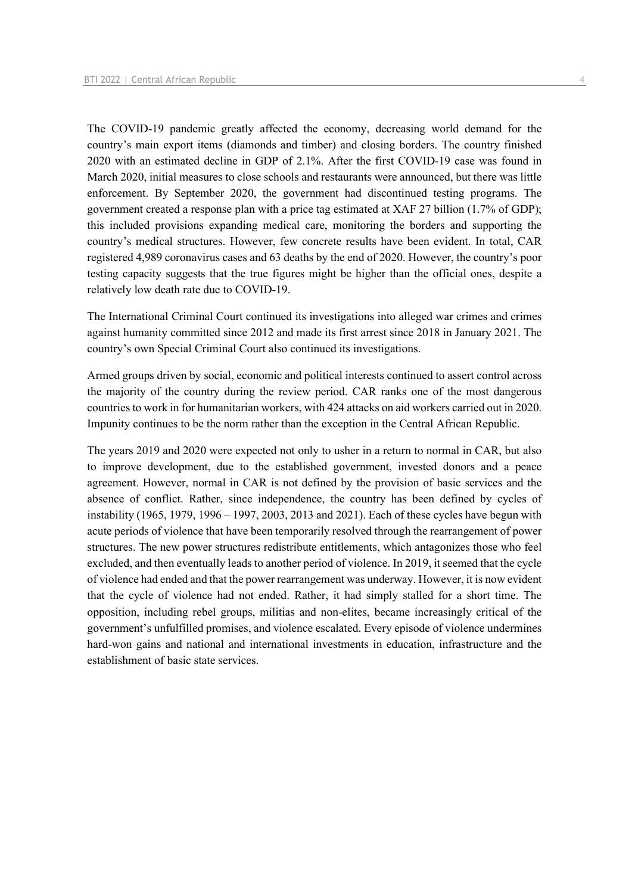The COVID-19 pandemic greatly affected the economy, decreasing world demand for the country's main export items (diamonds and timber) and closing borders. The country finished 2020 with an estimated decline in GDP of 2.1%. After the first COVID-19 case was found in March 2020, initial measures to close schools and restaurants were announced, but there was little enforcement. By September 2020, the government had discontinued testing programs. The government created a response plan with a price tag estimated at XAF 27 billion (1.7% of GDP); this included provisions expanding medical care, monitoring the borders and supporting the country's medical structures. However, few concrete results have been evident. In total, CAR registered 4,989 coronavirus cases and 63 deaths by the end of 2020. However, the country's poor testing capacity suggests that the true figures might be higher than the official ones, despite a relatively low death rate due to COVID-19.

The International Criminal Court continued its investigations into alleged war crimes and crimes against humanity committed since 2012 and made its first arrest since 2018 in January 2021. The country's own Special Criminal Court also continued its investigations.

Armed groups driven by social, economic and political interests continued to assert control across the majority of the country during the review period. CAR ranks one of the most dangerous countries to work in for humanitarian workers, with 424 attacks on aid workers carried out in 2020. Impunity continues to be the norm rather than the exception in the Central African Republic.

The years 2019 and 2020 were expected not only to usher in a return to normal in CAR, but also to improve development, due to the established government, invested donors and a peace agreement. However, normal in CAR is not defined by the provision of basic services and the absence of conflict. Rather, since independence, the country has been defined by cycles of instability (1965, 1979, 1996 – 1997, 2003, 2013 and 2021). Each of these cycles have begun with acute periods of violence that have been temporarily resolved through the rearrangement of power structures. The new power structures redistribute entitlements, which antagonizes those who feel excluded, and then eventually leads to another period of violence. In 2019, it seemed that the cycle of violence had ended and that the power rearrangement was underway. However, it is now evident that the cycle of violence had not ended. Rather, it had simply stalled for a short time. The opposition, including rebel groups, militias and non-elites, became increasingly critical of the government's unfulfilled promises, and violence escalated. Every episode of violence undermines hard-won gains and national and international investments in education, infrastructure and the establishment of basic state services.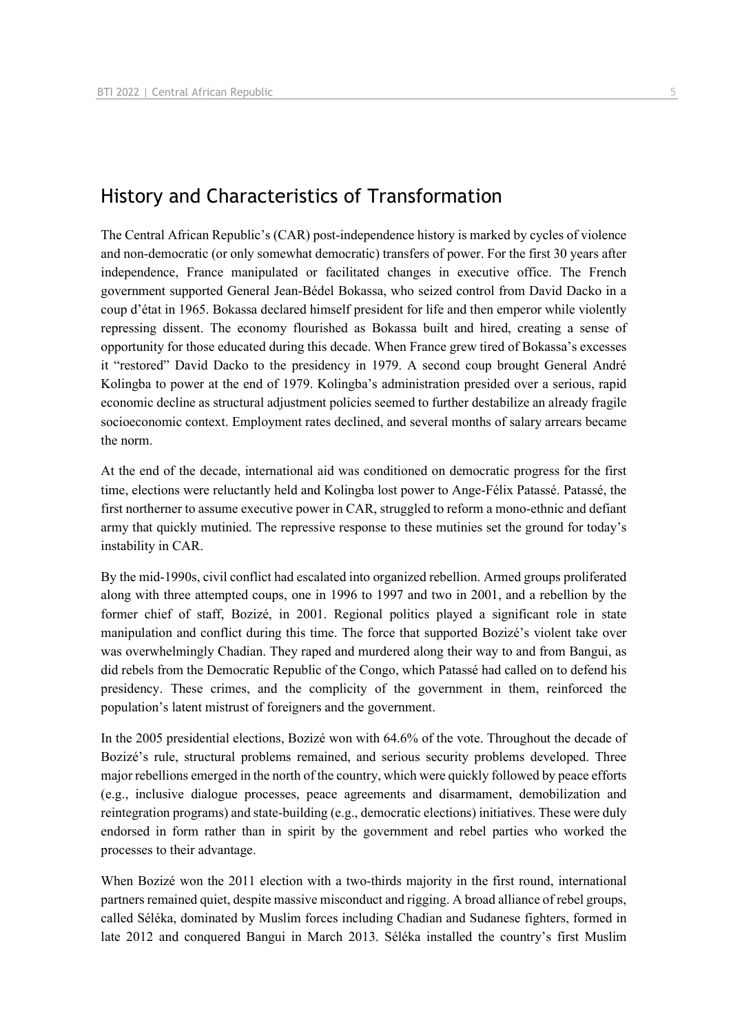## History and Characteristics of Transformation

The Central African Republic's (CAR) post-independence history is marked by cycles of violence and non-democratic (or only somewhat democratic) transfers of power. For the first 30 years after independence, France manipulated or facilitated changes in executive office. The French government supported General Jean-Bédel Bokassa, who seized control from David Dacko in a coup d'état in 1965. Bokassa declared himself president for life and then emperor while violently repressing dissent. The economy flourished as Bokassa built and hired, creating a sense of opportunity for those educated during this decade. When France grew tired of Bokassa's excesses it "restored" David Dacko to the presidency in 1979. A second coup brought General André Kolingba to power at the end of 1979. Kolingba's administration presided over a serious, rapid economic decline as structural adjustment policies seemed to further destabilize an already fragile socioeconomic context. Employment rates declined, and several months of salary arrears became the norm.

At the end of the decade, international aid was conditioned on democratic progress for the first time, elections were reluctantly held and Kolingba lost power to Ange-Félix Patassé. Patassé, the first northerner to assume executive power in CAR, struggled to reform a mono-ethnic and defiant army that quickly mutinied. The repressive response to these mutinies set the ground for today's instability in CAR.

By the mid-1990s, civil conflict had escalated into organized rebellion. Armed groups proliferated along with three attempted coups, one in 1996 to 1997 and two in 2001, and a rebellion by the former chief of staff, Bozizé, in 2001. Regional politics played a significant role in state manipulation and conflict during this time. The force that supported Bozizé's violent take over was overwhelmingly Chadian. They raped and murdered along their way to and from Bangui, as did rebels from the Democratic Republic of the Congo, which Patassé had called on to defend his presidency. These crimes, and the complicity of the government in them, reinforced the population's latent mistrust of foreigners and the government.

In the 2005 presidential elections, Bozizé won with 64.6% of the vote. Throughout the decade of Bozizé's rule, structural problems remained, and serious security problems developed. Three major rebellions emerged in the north of the country, which were quickly followed by peace efforts (e.g., inclusive dialogue processes, peace agreements and disarmament, demobilization and reintegration programs) and state-building (e.g., democratic elections) initiatives. These were duly endorsed in form rather than in spirit by the government and rebel parties who worked the processes to their advantage.

When Bozizé won the 2011 election with a two-thirds majority in the first round, international partners remained quiet, despite massive misconduct and rigging. A broad alliance of rebel groups, called Séléka, dominated by Muslim forces including Chadian and Sudanese fighters, formed in late 2012 and conquered Bangui in March 2013. Séléka installed the country's first Muslim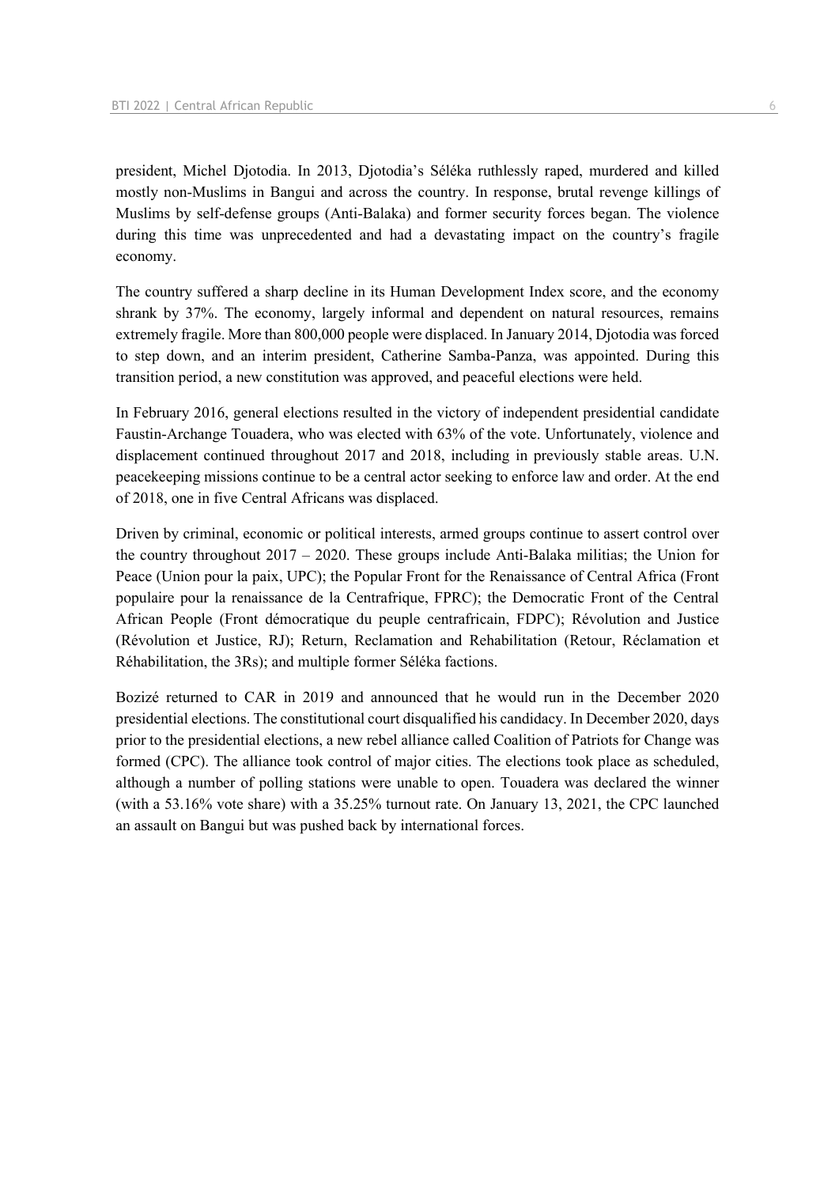president, Michel Djotodia. In 2013, Djotodia's Séléka ruthlessly raped, murdered and killed mostly non-Muslims in Bangui and across the country. In response, brutal revenge killings of Muslims by self-defense groups (Anti-Balaka) and former security forces began. The violence during this time was unprecedented and had a devastating impact on the country's fragile economy.

The country suffered a sharp decline in its Human Development Index score, and the economy shrank by 37%. The economy, largely informal and dependent on natural resources, remains extremely fragile. More than 800,000 people were displaced. In January 2014, Djotodia was forced to step down, and an interim president, Catherine Samba-Panza, was appointed. During this transition period, a new constitution was approved, and peaceful elections were held.

In February 2016, general elections resulted in the victory of independent presidential candidate Faustin-Archange Touadera, who was elected with 63% of the vote. Unfortunately, violence and displacement continued throughout 2017 and 2018, including in previously stable areas. U.N. peacekeeping missions continue to be a central actor seeking to enforce law and order. At the end of 2018, one in five Central Africans was displaced.

Driven by criminal, economic or political interests, armed groups continue to assert control over the country throughout 2017 – 2020. These groups include Anti-Balaka militias; the Union for Peace (Union pour la paix, UPC); the Popular Front for the Renaissance of Central Africa (Front populaire pour la renaissance de la Centrafrique, FPRC); the Democratic Front of the Central African People (Front démocratique du peuple centrafricain, FDPC); Révolution and Justice (Révolution et Justice, RJ); Return, Reclamation and Rehabilitation (Retour, Réclamation et Réhabilitation, the 3Rs); and multiple former Séléka factions.

Bozizé returned to CAR in 2019 and announced that he would run in the December 2020 presidential elections. The constitutional court disqualified his candidacy. In December 2020, days prior to the presidential elections, a new rebel alliance called Coalition of Patriots for Change was formed (CPC). The alliance took control of major cities. The elections took place as scheduled, although a number of polling stations were unable to open. Touadera was declared the winner (with a 53.16% vote share) with a 35.25% turnout rate. On January 13, 2021, the CPC launched an assault on Bangui but was pushed back by international forces.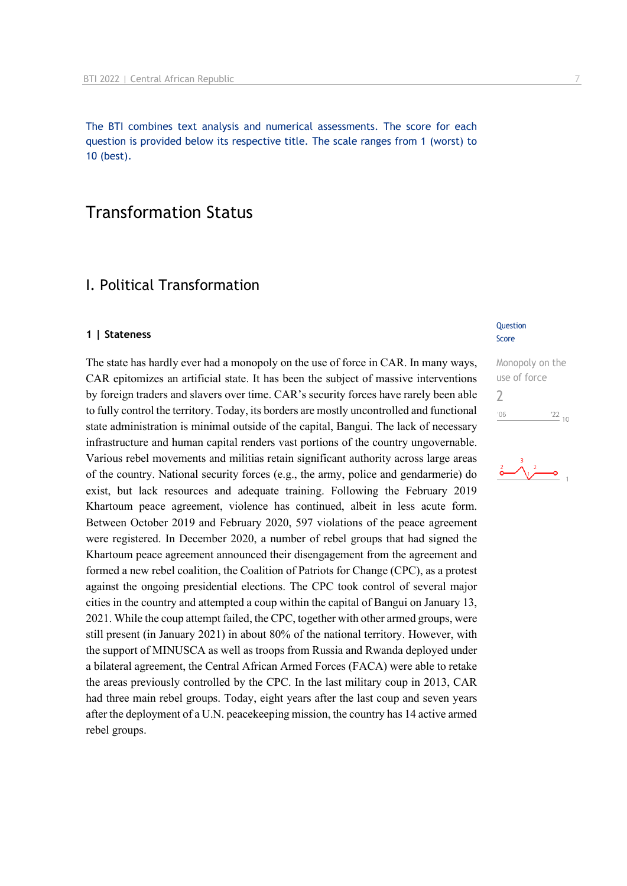The BTI combines text analysis and numerical assessments. The score for each question is provided below its respective title. The scale ranges from 1 (worst) to 10 (best).

# Transformation Status

## I. Political Transformation

### 1 | Stateness

Question Score

Monopoly on the use of force

2

The state has hardly ever had a monopoly on the use of force in CAR. In many ways, CAR epitomizes an artificial state. It has been the subject of massive interventions by foreign traders and slavers over time. CAR's security forces have rarely been able to fully control the territory. Today, its borders are mostly uncontrolled and functional state administration is minimal outside of the capital, Bangui. The lack of necessary infrastructure and human capital renders vast portions of the country ungovernable. Various rebel movements and militias retain significant authority across large areas of the country. National security forces (e.g., the army, police and gendarmerie) do exist, but lack resources and adequate training. Following the February 2019 Khartoum peace agreement, violence has continued, albeit in less acute form. Between October 2019 and February 2020, 597 violations of the peace agreement were registered. In December 2020, a number of rebel groups that had signed the Khartoum peace agreement announced their disengagement from the agreement and formed a new rebel coalition, the Coalition of Patriots for Change (CPC), as a protest against the ongoing presidential elections. The CPC took control of several major cities in the country and attempted a coup within the capital of Bangui on January 13, 2021. While the coup attempt failed, the CPC, together with other armed groups, were still present (in January 2021) in about 80% of the national territory. However, with the support of MINUSCA as well as troops from Russia and Rwanda deployed under a bilateral agreement, the Central African Armed Forces (FACA) were able to retake the areas previously controlled by the CPC. In the last military coup in 2013, CAR had three main rebel groups. Today, eight years after the last coup and seven years after the deployment of a U.N. peacekeeping mission, the country has 14 active armed rebel groups.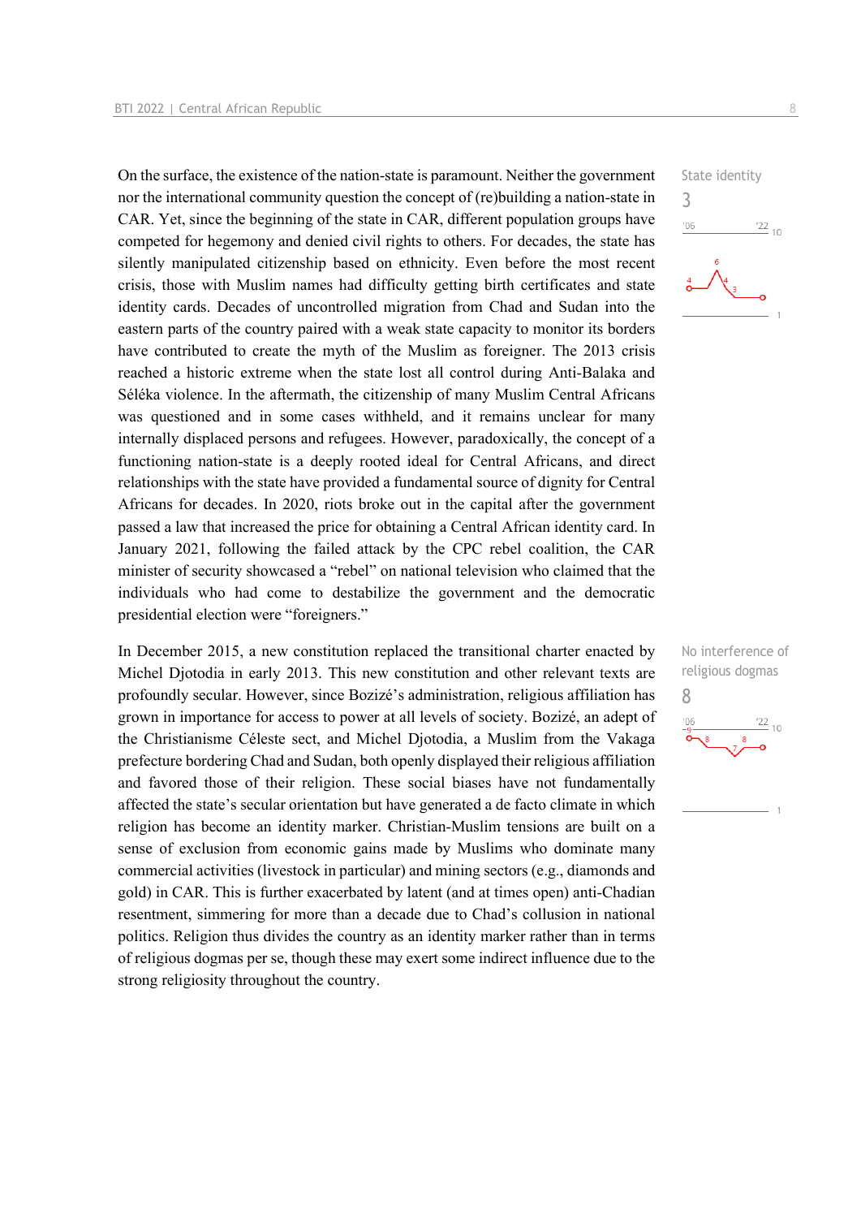On the surface, the existence of the nation-state is paramount. Neither the government nor the international community question the concept of (re)building a nation-state in CAR. Yet, since the beginning of the state in CAR, different population groups have competed for hegemony and denied civil rights to others. For decades, the state has silently manipulated citizenship based on ethnicity. Even before the most recent crisis, those with Muslim names had difficulty getting birth certificates and state identity cards. Decades of uncontrolled migration from Chad and Sudan into the eastern parts of the country paired with a weak state capacity to monitor its borders have contributed to create the myth of the Muslim as foreigner. The 2013 crisis reached a historic extreme when the state lost all control during Anti-Balaka and Séléka violence. In the aftermath, the citizenship of many Muslim Central Africans was questioned and in some cases withheld, and it remains unclear for many internally displaced persons and refugees. However, paradoxically, the concept of a functioning nation-state is a deeply rooted ideal for Central Africans, and direct relationships with the state have provided a fundamental source of dignity for Central Africans for decades. In 2020, riots broke out in the capital after the government passed a law that increased the price for obtaining a Central African identity card. In January 2021, following the failed attack by the CPC rebel coalition, the CAR minister of security showcased a "rebel" on national television who claimed that the individuals who had come to destabilize the government and the democratic presidential election were "foreigners."

State identity
3

In December 2015, a new constitution replaced the transitional charter enacted by Michel Djotodia in early 2013. This new constitution and other relevant texts are profoundly secular. However, since Bozizé's administration, religious affiliation has grown in importance for access to power at all levels of society. Bozizé, an adept of the Christianisme Céleste sect, and Michel Djotodia, a Muslim from the Vakaga prefecture bordering Chad and Sudan, both openly displayed their religious affiliation and favored those of their religion. These social biases have not fundamentally affected the state's secular orientation but have generated a de facto climate in which religion has become an identity marker. Christian-Muslim tensions are built on a sense of exclusion from economic gains made by Muslims who dominate many commercial activities (livestock in particular) and mining sectors (e.g., diamonds and gold) in CAR. This is further exacerbated by latent (and at times open) anti-Chadian resentment, simmering for more than a decade due to Chad's collusion in national politics. Religion thus divides the country as an identity marker rather than in terms of religious dogmas per se, though these may exert some indirect influence due to the strong religiosity throughout the country.

No interference of religious dogmas
8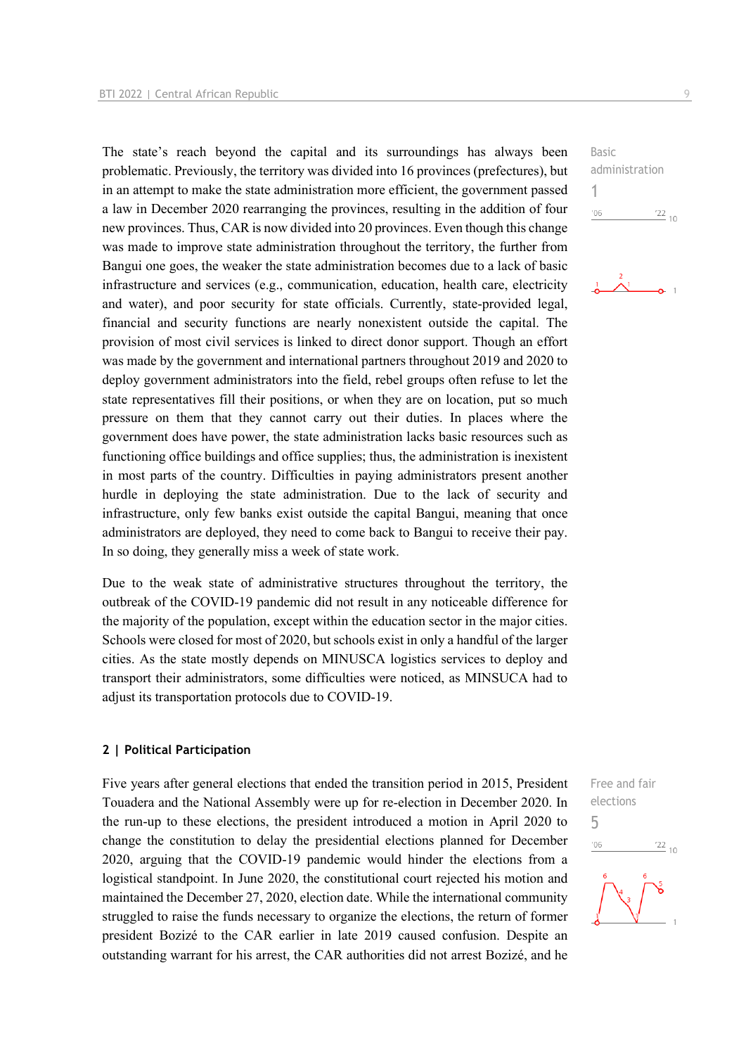The state's reach beyond the capital and its surroundings has always been problematic. Previously, the territory was divided into 16 provinces (prefectures), but in an attempt to make the state administration more efficient, the government passed a law in December 2020 rearranging the provinces, resulting in the addition of four new provinces. Thus, CAR is now divided into 20 provinces. Even though this change was made to improve state administration throughout the territory, the further from Bangui one goes, the weaker the state administration becomes due to a lack of basic infrastructure and services (e.g., communication, education, health care, electricity and water), and poor security for state officials. Currently, state-provided legal, financial and security functions are nearly nonexistent outside the capital. The provision of most civil services is linked to direct donor support. Though an effort was made by the government and international partners throughout 2019 and 2020 to deploy government administrators into the field, rebel groups often refuse to let the state representatives fill their positions, or when they are on location, put so much pressure on them that they cannot carry out their duties. In places where the government does have power, the state administration lacks basic resources such as functioning office buildings and office supplies; thus, the administration is inexistent in most parts of the country. Difficulties in paying administrators present another hurdle in deploying the state administration. Due to the lack of security and infrastructure, only few banks exist outside the capital Bangui, meaning that once administrators are deployed, they need to come back to Bangui to receive their pay. In so doing, they generally miss a week of state work.

Basic administration
1

Due to the weak state of administrative structures throughout the territory, the outbreak of the COVID-19 pandemic did not result in any noticeable difference for the majority of the population, except within the education sector in the major cities. Schools were closed for most of 2020, but schools exist in only a handful of the larger cities. As the state mostly depends on MINUSCA logistics services to deploy and transport their administrators, some difficulties were noticed, as MINSUCA had to adjust its transportation protocols due to COVID-19.

## 2 | Political Participation

Five years after general elections that ended the transition period in 2015, President Touadera and the National Assembly were up for re-election in December 2020. In the run-up to these elections, the president introduced a motion in April 2020 to change the constitution to delay the presidential elections planned for December 2020, arguing that the COVID-19 pandemic would hinder the elections from a logistical standpoint. In June 2020, the constitutional court rejected his motion and maintained the December 27, 2020, election date. While the international community struggled to raise the funds necessary to organize the elections, the return of former president Bozizé to the CAR earlier in late 2019 caused confusion. Despite an outstanding warrant for his arrest, the CAR authorities did not arrest Bozizé, and he

Free and fair elections
5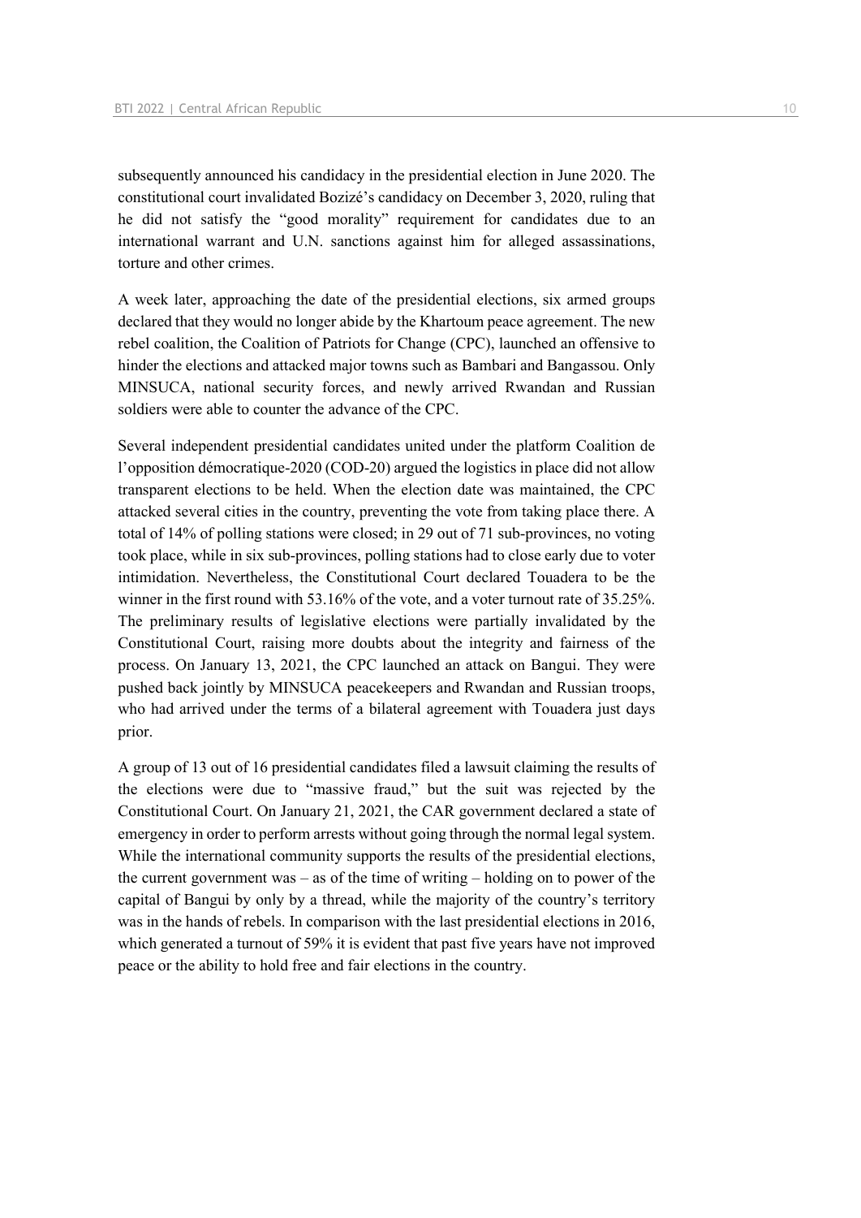subsequently announced his candidacy in the presidential election in June 2020. The constitutional court invalidated Bozizé's candidacy on December 3, 2020, ruling that he did not satisfy the "good morality" requirement for candidates due to an international warrant and U.N. sanctions against him for alleged assassinations, torture and other crimes.

A week later, approaching the date of the presidential elections, six armed groups declared that they would no longer abide by the Khartoum peace agreement. The new rebel coalition, the Coalition of Patriots for Change (CPC), launched an offensive to hinder the elections and attacked major towns such as Bambari and Bangassou. Only MINSUCA, national security forces, and newly arrived Rwandan and Russian soldiers were able to counter the advance of the CPC.

Several independent presidential candidates united under the platform Coalition de l'opposition démocratique-2020 (COD-20) argued the logistics in place did not allow transparent elections to be held. When the election date was maintained, the CPC attacked several cities in the country, preventing the vote from taking place there. A total of 14% of polling stations were closed; in 29 out of 71 sub-provinces, no voting took place, while in six sub-provinces, polling stations had to close early due to voter intimidation. Nevertheless, the Constitutional Court declared Touadera to be the winner in the first round with 53.16% of the vote, and a voter turnout rate of 35.25%. The preliminary results of legislative elections were partially invalidated by the Constitutional Court, raising more doubts about the integrity and fairness of the process. On January 13, 2021, the CPC launched an attack on Bangui. They were pushed back jointly by MINSUCA peacekeepers and Rwandan and Russian troops, who had arrived under the terms of a bilateral agreement with Touadera just days prior.

A group of 13 out of 16 presidential candidates filed a lawsuit claiming the results of the elections were due to "massive fraud," but the suit was rejected by the Constitutional Court. On January 21, 2021, the CAR government declared a state of emergency in order to perform arrests without going through the normal legal system. While the international community supports the results of the presidential elections, the current government was – as of the time of writing – holding on to power of the capital of Bangui by only by a thread, while the majority of the country's territory was in the hands of rebels. In comparison with the last presidential elections in 2016, which generated a turnout of 59% it is evident that past five years have not improved peace or the ability to hold free and fair elections in the country.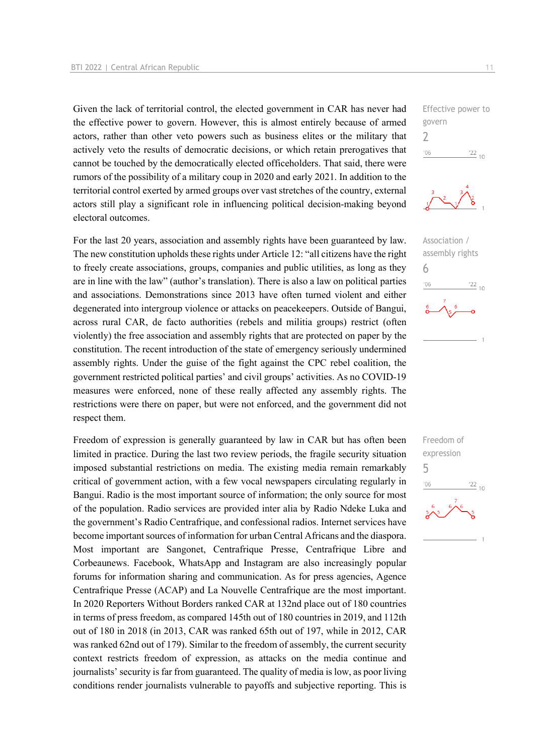Given the lack of territorial control, the elected government in CAR has never had the effective power to govern. However, this is almost entirely because of armed actors, rather than other veto powers such as business elites or the military that actively veto the results of democratic decisions, or which retain prerogatives that cannot be touched by the democratically elected officeholders. That said, there were rumors of the possibility of a military coup in 2020 and early 2021. In addition to the territorial control exerted by armed groups over vast stretches of the country, external actors still play a significant role in influencing political decision-making beyond electoral outcomes.

Effective power to govern
2

For the last 20 years, association and assembly rights have been guaranteed by law. The new constitution upholds these rights under Article 12: "all citizens have the right to freely create associations, groups, companies and public utilities, as long as they are in line with the law" (author's translation). There is also a law on political parties and associations. Demonstrations since 2013 have often turned violent and either degenerated into intergroup violence or attacks on peacekeepers. Outside of Bangui, across rural CAR, de facto authorities (rebels and militia groups) restrict (often violently) the free association and assembly rights that are protected on paper by the constitution. The recent introduction of the state of emergency seriously undermined assembly rights. Under the guise of the fight against the CPC rebel coalition, the government restricted political parties' and civil groups' activities. As no COVID-19 measures were enforced, none of these really affected any assembly rights. The restrictions were there on paper, but were not enforced, and the government did not respect them.

Association / assembly rights
6

Freedom of expression is generally guaranteed by law in CAR but has often been limited in practice. During the last two review periods, the fragile security situation imposed substantial restrictions on media. The existing media remain remarkably critical of government action, with a few vocal newspapers circulating regularly in Bangui. Radio is the most important source of information; the only source for most of the population. Radio services are provided inter alia by Radio Ndeke Luka and the government's Radio Centrafrique, and confessional radios. Internet services have become important sources of information for urban Central Africans and the diaspora. Most important are Sangonet, Centrafrique Presse, Centrafrique Libre and Corbeaunews. Facebook, WhatsApp and Instagram are also increasingly popular forums for information sharing and communication. As for press agencies, Agence Centrafrique Presse (ACAP) and La Nouvelle Centrafrique are the most important. In 2020 Reporters Without Borders ranked CAR at 132nd place out of 180 countries in terms of press freedom, as compared 145th out of 180 countries in 2019, and 112th out of 180 in 2018 (in 2013, CAR was ranked 65th out of 197, while in 2012, CAR was ranked 62nd out of 179). Similar to the freedom of assembly, the current security context restricts freedom of expression, as attacks on the media continue and journalists' security is far from guaranteed. The quality of media is low, as poor living conditions render journalists vulnerable to payoffs and subjective reporting. This is

Freedom of expression
5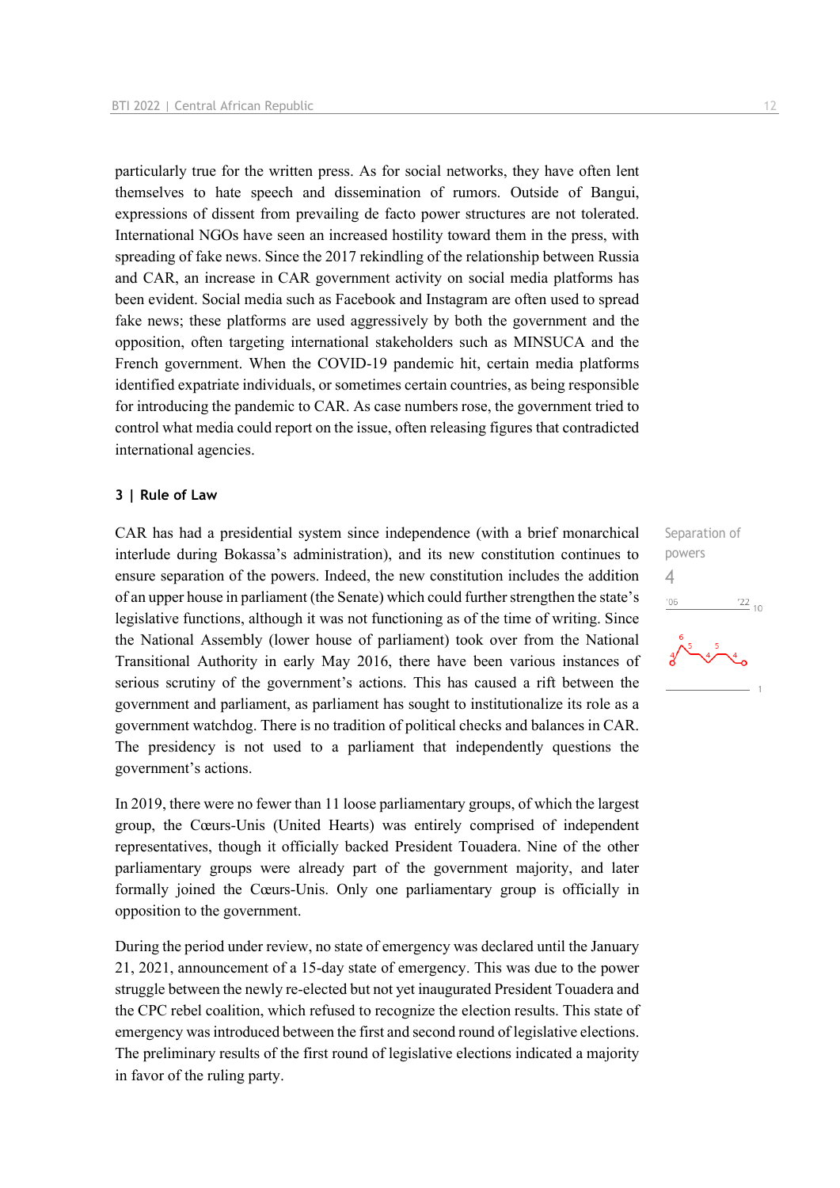particularly true for the written press. As for social networks, they have often lent themselves to hate speech and dissemination of rumors. Outside of Bangui, expressions of dissent from prevailing de facto power structures are not tolerated. International NGOs have seen an increased hostility toward them in the press, with spreading of fake news. Since the 2017 rekindling of the relationship between Russia and CAR, an increase in CAR government activity on social media platforms has been evident. Social media such as Facebook and Instagram are often used to spread fake news; these platforms are used aggressively by both the government and the opposition, often targeting international stakeholders such as MINSUCA and the French government. When the COVID-19 pandemic hit, certain media platforms identified expatriate individuals, or sometimes certain countries, as being responsible for introducing the pandemic to CAR. As case numbers rose, the government tried to control what media could report on the issue, often releasing figures that contradicted international agencies.

## 3 | Rule of Law

Separation of powers

4

CAR has had a presidential system since independence (with a brief monarchical interlude during Bokassa's administration), and its new constitution continues to ensure separation of the powers. Indeed, the new constitution includes the addition of an upper house in parliament (the Senate) which could further strengthen the state's legislative functions, although it was not functioning as of the time of writing. Since the National Assembly (lower house of parliament) took over from the National Transitional Authority in early May 2016, there have been various instances of serious scrutiny of the government's actions. This has caused a rift between the government and parliament, as parliament has sought to institutionalize its role as a government watchdog. There is no tradition of political checks and balances in CAR. The presidency is not used to a parliament that independently questions the government's actions.

In 2019, there were no fewer than 11 loose parliamentary groups, of which the largest group, the Cœurs-Unis (United Hearts) was entirely comprised of independent representatives, though it officially backed President Touadera. Nine of the other parliamentary groups were already part of the government majority, and later formally joined the Cœurs-Unis. Only one parliamentary group is officially in opposition to the government.

During the period under review, no state of emergency was declared until the January 21, 2021, announcement of a 15-day state of emergency. This was due to the power struggle between the newly re-elected but not yet inaugurated President Touadera and the CPC rebel coalition, which refused to recognize the election results. This state of emergency was introduced between the first and second round of legislative elections. The preliminary results of the first round of legislative elections indicated a majority in favor of the ruling party.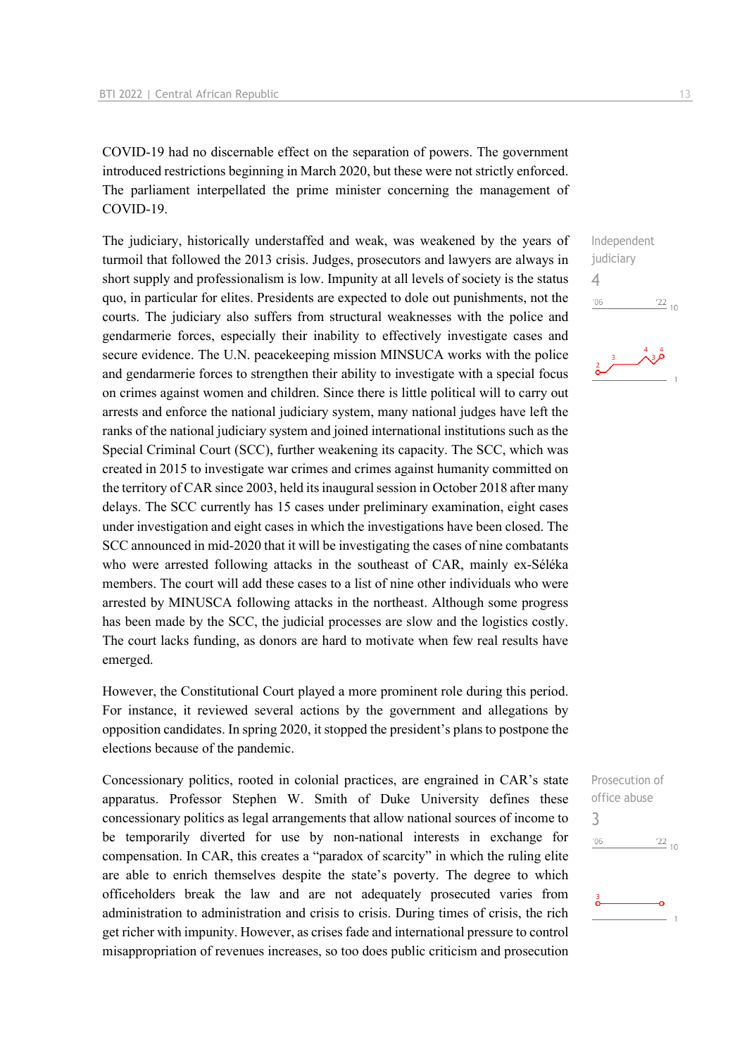COVID-19 had no discernable effect on the separation of powers. The government introduced restrictions beginning in March 2020, but these were not strictly enforced. The parliament interpellated the prime minister concerning the management of COVID-19.

Independent judiciary
4

The judiciary, historically understaffed and weak, was weakened by the years of turmoil that followed the 2013 crisis. Judges, prosecutors and lawyers are always in short supply and professionalism is low. Impunity at all levels of society is the status quo, in particular for elites. Presidents are expected to dole out punishments, not the courts. The judiciary also suffers from structural weaknesses with the police and gendarmerie forces, especially their inability to effectively investigate cases and secure evidence. The U.N. peacekeeping mission MINSUCA works with the police and gendarmerie forces to strengthen their ability to investigate with a special focus on crimes against women and children. Since there is little political will to carry out arrests and enforce the national judiciary system, many national judges have left the ranks of the national judiciary system and joined international institutions such as the Special Criminal Court (SCC), further weakening its capacity. The SCC, which was created in 2015 to investigate war crimes and crimes against humanity committed on the territory of CAR since 2003, held its inaugural session in October 2018 after many delays. The SCC currently has 15 cases under preliminary examination, eight cases under investigation and eight cases in which the investigations have been closed. The SCC announced in mid-2020 that it will be investigating the cases of nine combatants who were arrested following attacks in the southeast of CAR, mainly ex-Séléka members. The court will add these cases to a list of nine other individuals who were arrested by MINUSCA following attacks in the northeast. Although some progress has been made by the SCC, the judicial processes are slow and the logistics costly. The court lacks funding, as donors are hard to motivate when few real results have emerged.

However, the Constitutional Court played a more prominent role during this period. For instance, it reviewed several actions by the government and allegations by opposition candidates. In spring 2020, it stopped the president's plans to postpone the elections because of the pandemic.

Prosecution of office abuse
3

Concessionary politics, rooted in colonial practices, are engrained in CAR's state apparatus. Professor Stephen W. Smith of Duke University defines these concessionary politics as legal arrangements that allow national sources of income to be temporarily diverted for use by non-national interests in exchange for compensation. In CAR, this creates a "paradox of scarcity" in which the ruling elite are able to enrich themselves despite the state's poverty. The degree to which officeholders break the law and are not adequately prosecuted varies from administration to administration and crisis to crisis. During times of crisis, the rich get richer with impunity. However, as crises fade and international pressure to control misappropriation of revenues increases, so too does public criticism and prosecution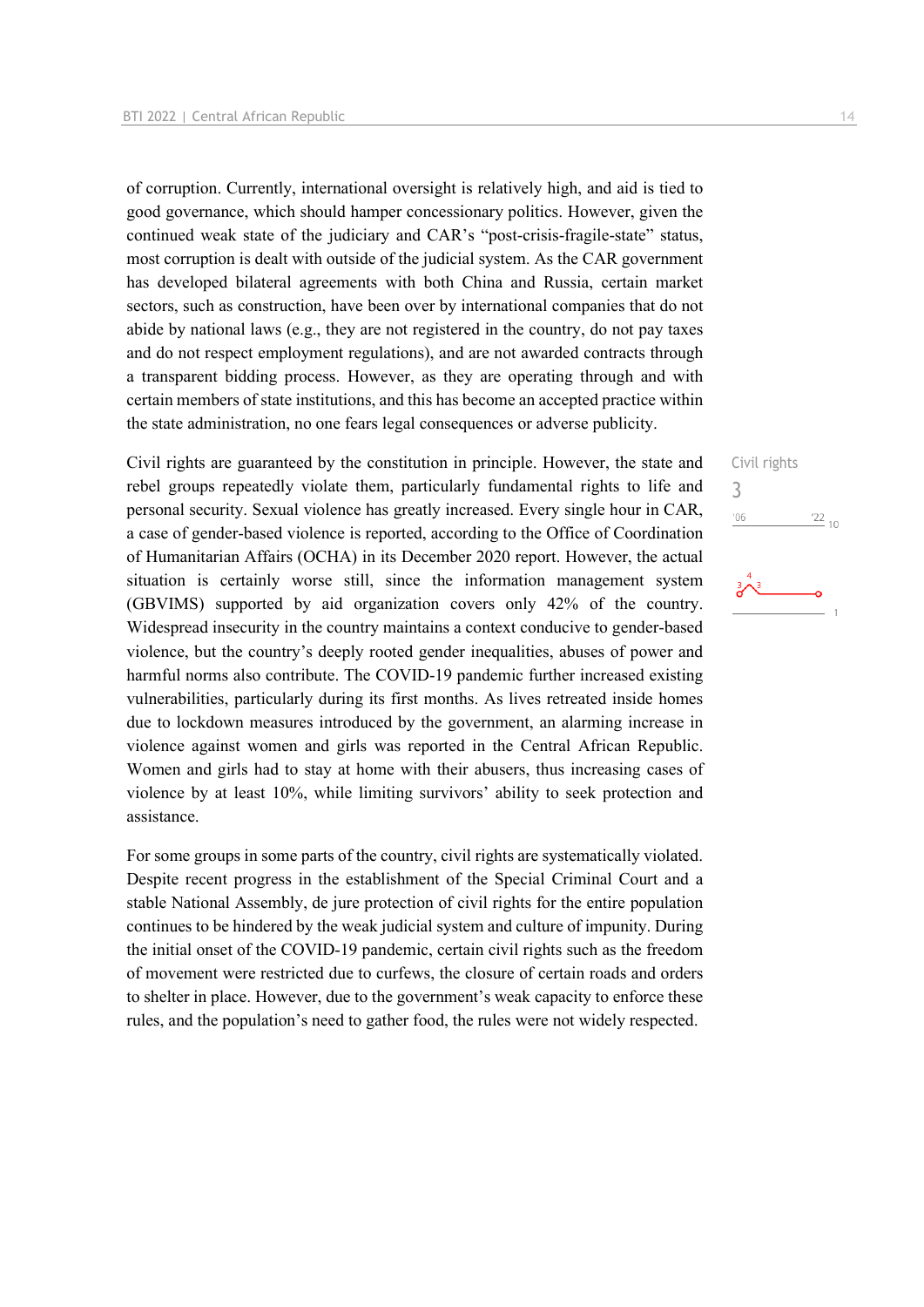of corruption. Currently, international oversight is relatively high, and aid is tied to good governance, which should hamper concessionary politics. However, given the continued weak state of the judiciary and CAR's "post-crisis-fragile-state" status, most corruption is dealt with outside of the judicial system. As the CAR government has developed bilateral agreements with both China and Russia, certain market sectors, such as construction, have been over by international companies that do not abide by national laws (e.g., they are not registered in the country, do not pay taxes and do not respect employment regulations), and are not awarded contracts through a transparent bidding process. However, as they are operating through and with certain members of state institutions, and this has become an accepted practice within the state administration, no one fears legal consequences or adverse publicity.

Civil rights are guaranteed by the constitution in principle. However, the state and rebel groups repeatedly violate them, particularly fundamental rights to life and personal security. Sexual violence has greatly increased. Every single hour in CAR, a case of gender-based violence is reported, according to the Office of Coordination of Humanitarian Affairs (OCHA) in its December 2020 report. However, the actual situation is certainly worse still, since the information management system (GBVIMS) supported by aid organization covers only 42% of the country. Widespread insecurity in the country maintains a context conducive to gender-based violence, but the country's deeply rooted gender inequalities, abuses of power and harmful norms also contribute. The COVID-19 pandemic further increased existing vulnerabilities, particularly during its first months. As lives retreated inside homes due to lockdown measures introduced by the government, an alarming increase in violence against women and girls was reported in the Central African Republic. Women and girls had to stay at home with their abusers, thus increasing cases of violence by at least 10%, while limiting survivors' ability to seek protection and assistance.

Civil rights
3

For some groups in some parts of the country, civil rights are systematically violated. Despite recent progress in the establishment of the Special Criminal Court and a stable National Assembly, de jure protection of civil rights for the entire population continues to be hindered by the weak judicial system and culture of impunity. During the initial onset of the COVID-19 pandemic, certain civil rights such as the freedom of movement were restricted due to curfews, the closure of certain roads and orders to shelter in place. However, due to the government's weak capacity to enforce these rules, and the population's need to gather food, the rules were not widely respected.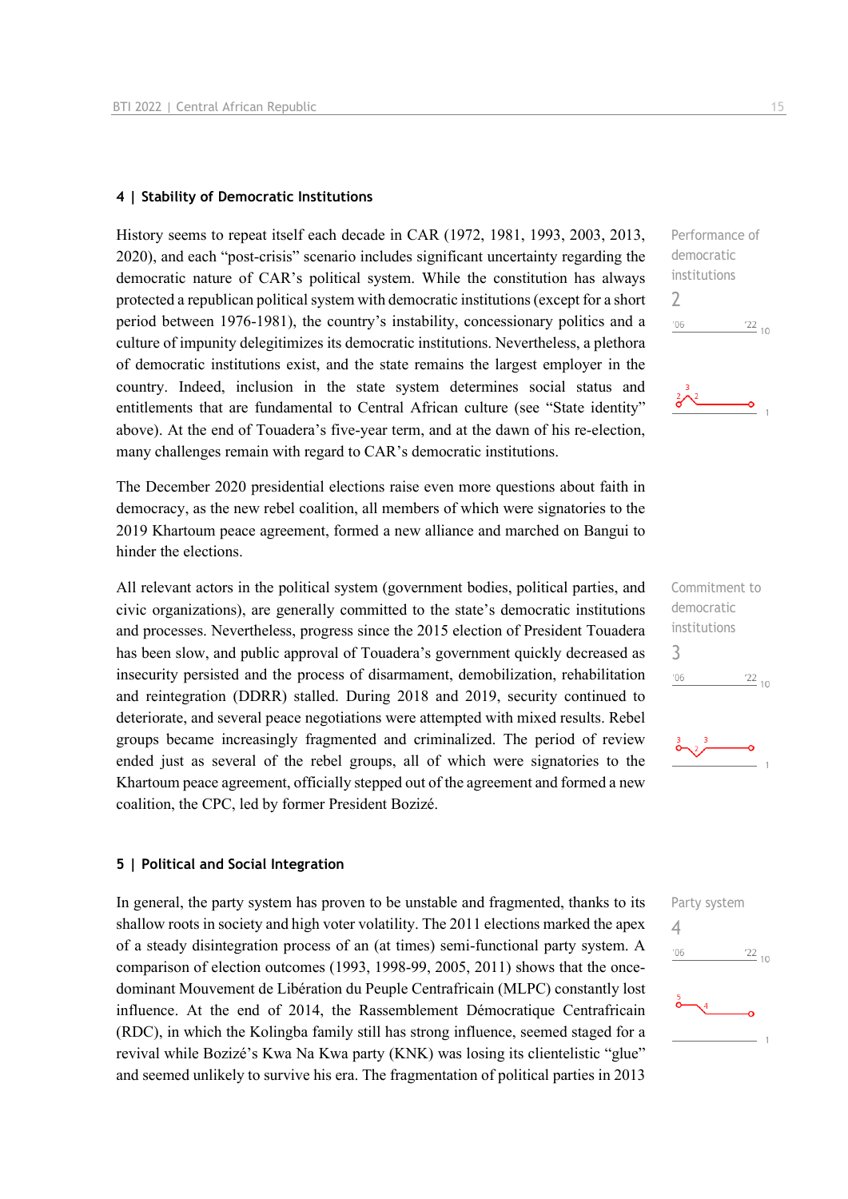## 4 | Stability of Democratic Institutions

History seems to repeat itself each decade in CAR (1972, 1981, 1993, 2003, 2013, 2020), and each "post-crisis" scenario includes significant uncertainty regarding the democratic nature of CAR's political system. While the constitution has always protected a republican political system with democratic institutions (except for a short period between 1976-1981), the country's instability, concessionary politics and a culture of impunity delegitimizes its democratic institutions. Nevertheless, a plethora of democratic institutions exist, and the state remains the largest employer in the country. Indeed, inclusion in the state system determines social status and entitlements that are fundamental to Central African culture (see "State identity" above). At the end of Touadera's five-year term, and at the dawn of his re-election, many challenges remain with regard to CAR's democratic institutions.

Performance of democratic institutions
2

The December 2020 presidential elections raise even more questions about faith in democracy, as the new rebel coalition, all members of which were signatories to the 2019 Khartoum peace agreement, formed a new alliance and marched on Bangui to hinder the elections.

All relevant actors in the political system (government bodies, political parties, and civic organizations), are generally committed to the state's democratic institutions and processes. Nevertheless, progress since the 2015 election of President Touadera has been slow, and public approval of Touadera's government quickly decreased as insecurity persisted and the process of disarmament, demobilization, rehabilitation and reintegration (DDRR) stalled. During 2018 and 2019, security continued to deteriorate, and several peace negotiations were attempted with mixed results. Rebel groups became increasingly fragmented and criminalized. The period of review ended just as several of the rebel groups, all of which were signatories to the Khartoum peace agreement, officially stepped out of the agreement and formed a new coalition, the CPC, led by former President Bozizé.

Commitment to democratic institutions
3

## 5 | Political and Social Integration

In general, the party system has proven to be unstable and fragmented, thanks to its shallow roots in society and high voter volatility. The 2011 elections marked the apex of a steady disintegration process of an (at times) semi-functional party system. A comparison of election outcomes (1993, 1998-99, 2005, 2011) shows that the once-dominant Mouvement de Libération du Peuple Centrafricain (MLPC) constantly lost influence. At the end of 2014, the Rassemblement Démocratique Centrafricain (RDC), in which the Kolingba family still has strong influence, seemed staged for a revival while Bozizé's Kwa Na Kwa party (KNK) was losing its clientelistic "glue" and seemed unlikely to survive his era. The fragmentation of political parties in 2013

Party system
4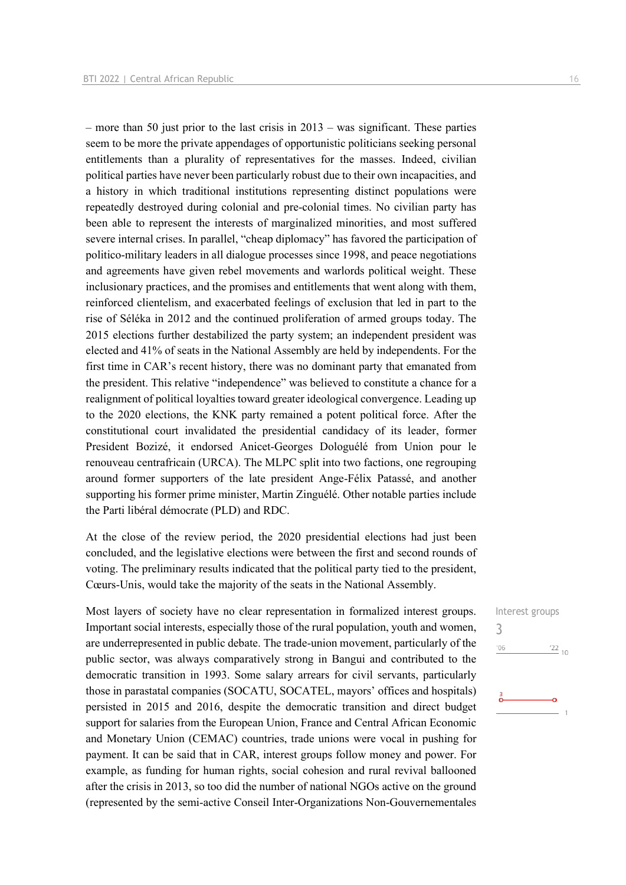– more than 50 just prior to the last crisis in 2013 – was significant. These parties seem to be more the private appendages of opportunistic politicians seeking personal entitlements than a plurality of representatives for the masses. Indeed, civilian political parties have never been particularly robust due to their own incapacities, and a history in which traditional institutions representing distinct populations were repeatedly destroyed during colonial and pre-colonial times. No civilian party has been able to represent the interests of marginalized minorities, and most suffered severe internal crises. In parallel, "cheap diplomacy" has favored the participation of politico-military leaders in all dialogue processes since 1998, and peace negotiations and agreements have given rebel movements and warlords political weight. These inclusionary practices, and the promises and entitlements that went along with them, reinforced clientelism, and exacerbated feelings of exclusion that led in part to the rise of Séléka in 2012 and the continued proliferation of armed groups today. The 2015 elections further destabilized the party system; an independent president was elected and 41% of seats in the National Assembly are held by independents. For the first time in CAR's recent history, there was no dominant party that emanated from the president. This relative "independence" was believed to constitute a chance for a realignment of political loyalties toward greater ideological convergence. Leading up to the 2020 elections, the KNK party remained a potent political force. After the constitutional court invalidated the presidential candidacy of its leader, former President Bozizé, it endorsed Anicet-Georges Dologuélé from Union pour le renouveau centrafricain (URCA). The MLPC split into two factions, one regrouping around former supporters of the late president Ange-Félix Patassé, and another supporting his former prime minister, Martin Zinguélé. Other notable parties include the Parti libéral démocrate (PLD) and RDC.

At the close of the review period, the 2020 presidential elections had just been concluded, and the legislative elections were between the first and second rounds of voting. The preliminary results indicated that the political party tied to the president, Cœurs-Unis, would take the majority of the seats in the National Assembly.

Interest groups
3

Most layers of society have no clear representation in formalized interest groups. Important social interests, especially those of the rural population, youth and women, are underrepresented in public debate. The trade-union movement, particularly of the public sector, was always comparatively strong in Bangui and contributed to the democratic transition in 1993. Some salary arrears for civil servants, particularly those in parastatal companies (SOCATU, SOCATEL, mayors' offices and hospitals) persisted in 2015 and 2016, despite the democratic transition and direct budget support for salaries from the European Union, France and Central African Economic and Monetary Union (CEMAC) countries, trade unions were vocal in pushing for payment. It can be said that in CAR, interest groups follow money and power. For example, as funding for human rights, social cohesion and rural revival ballooned after the crisis in 2013, so too did the number of national NGOs active on the ground (represented by the semi-active Conseil Inter-Organizations Non-Gouvernementales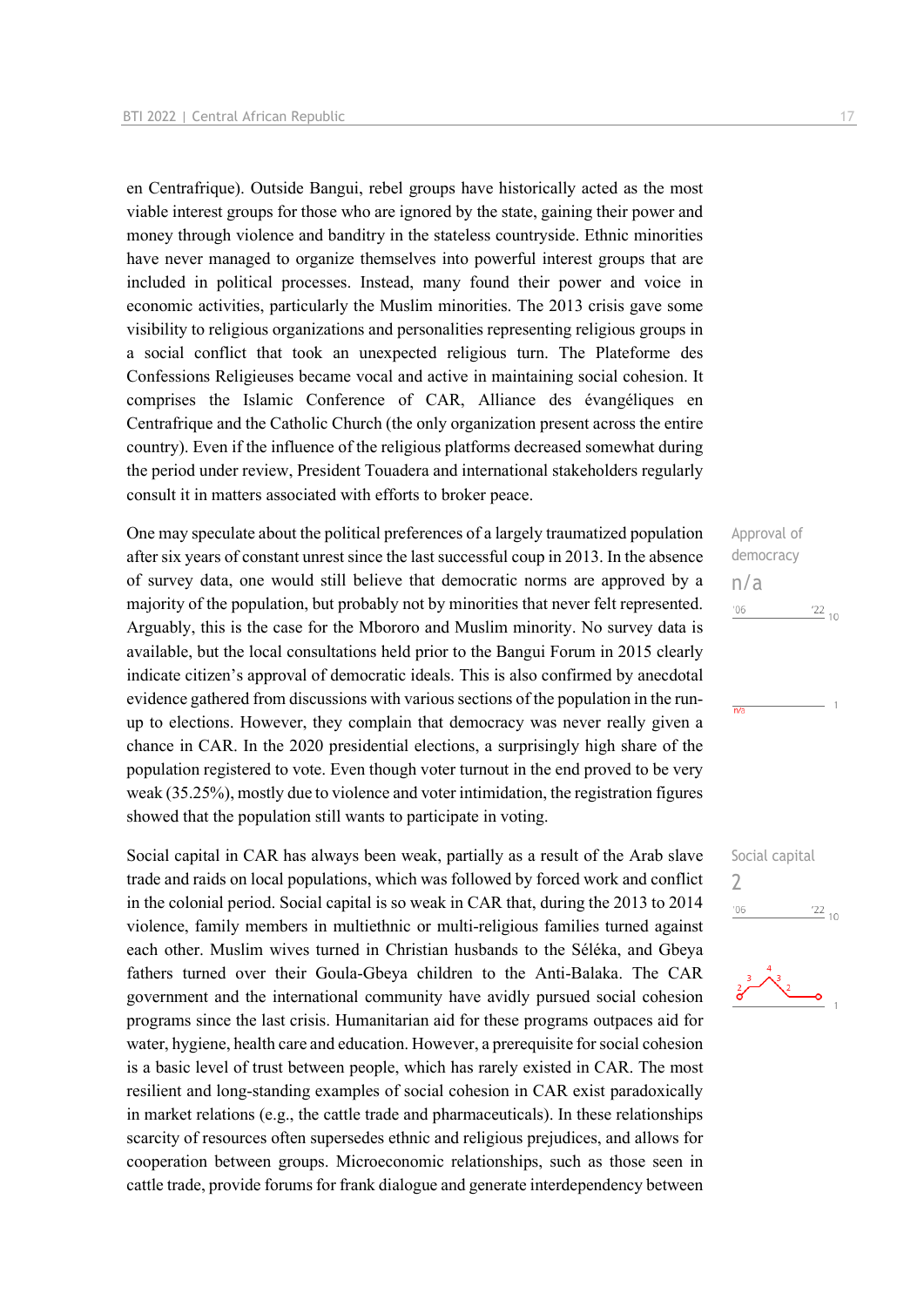en Centrafrique). Outside Bangui, rebel groups have historically acted as the most viable interest groups for those who are ignored by the state, gaining their power and money through violence and banditry in the stateless countryside. Ethnic minorities have never managed to organize themselves into powerful interest groups that are included in political processes. Instead, many found their power and voice in economic activities, particularly the Muslim minorities. The 2013 crisis gave some visibility to religious organizations and personalities representing religious groups in a social conflict that took an unexpected religious turn. The Plateforme des Confessions Religieuses became vocal and active in maintaining social cohesion. It comprises the Islamic Conference of CAR, Alliance des évangéliques en Centrafrique and the Catholic Church (the only organization present across the entire country). Even if the influence of the religious platforms decreased somewhat during the period under review, President Touadera and international stakeholders regularly consult it in matters associated with efforts to broker peace.

Approval of democracy
n/a

One may speculate about the political preferences of a largely traumatized population after six years of constant unrest since the last successful coup in 2013. In the absence of survey data, one would still believe that democratic norms are approved by a majority of the population, but probably not by minorities that never felt represented. Arguably, this is the case for the Mbororo and Muslim minority. No survey data is available, but the local consultations held prior to the Bangui Forum in 2015 clearly indicate citizen's approval of democratic ideals. This is also confirmed by anecdotal evidence gathered from discussions with various sections of the population in the run-up to elections. However, they complain that democracy was never really given a chance in CAR. In the 2020 presidential elections, a surprisingly high share of the population registered to vote. Even though voter turnout in the end proved to be very weak (35.25%), mostly due to violence and voter intimidation, the registration figures showed that the population still wants to participate in voting.

Social capital
2

Social capital in CAR has always been weak, partially as a result of the Arab slave trade and raids on local populations, which was followed by forced work and conflict in the colonial period. Social capital is so weak in CAR that, during the 2013 to 2014 violence, family members in multiethnic or multi-religious families turned against each other. Muslim wives turned in Christian husbands to the Séléka, and Gbeya fathers turned over their Goula-Gbeya children to the Anti-Balaka. The CAR government and the international community have avidly pursued social cohesion programs since the last crisis. Humanitarian aid for these programs outpaces aid for water, hygiene, health care and education. However, a prerequisite for social cohesion is a basic level of trust between people, which has rarely existed in CAR. The most resilient and long-standing examples of social cohesion in CAR exist paradoxically in market relations (e.g., the cattle trade and pharmaceuticals). In these relationships scarcity of resources often supersedes ethnic and religious prejudices, and allows for cooperation between groups. Microeconomic relationships, such as those seen in cattle trade, provide forums for frank dialogue and generate interdependency between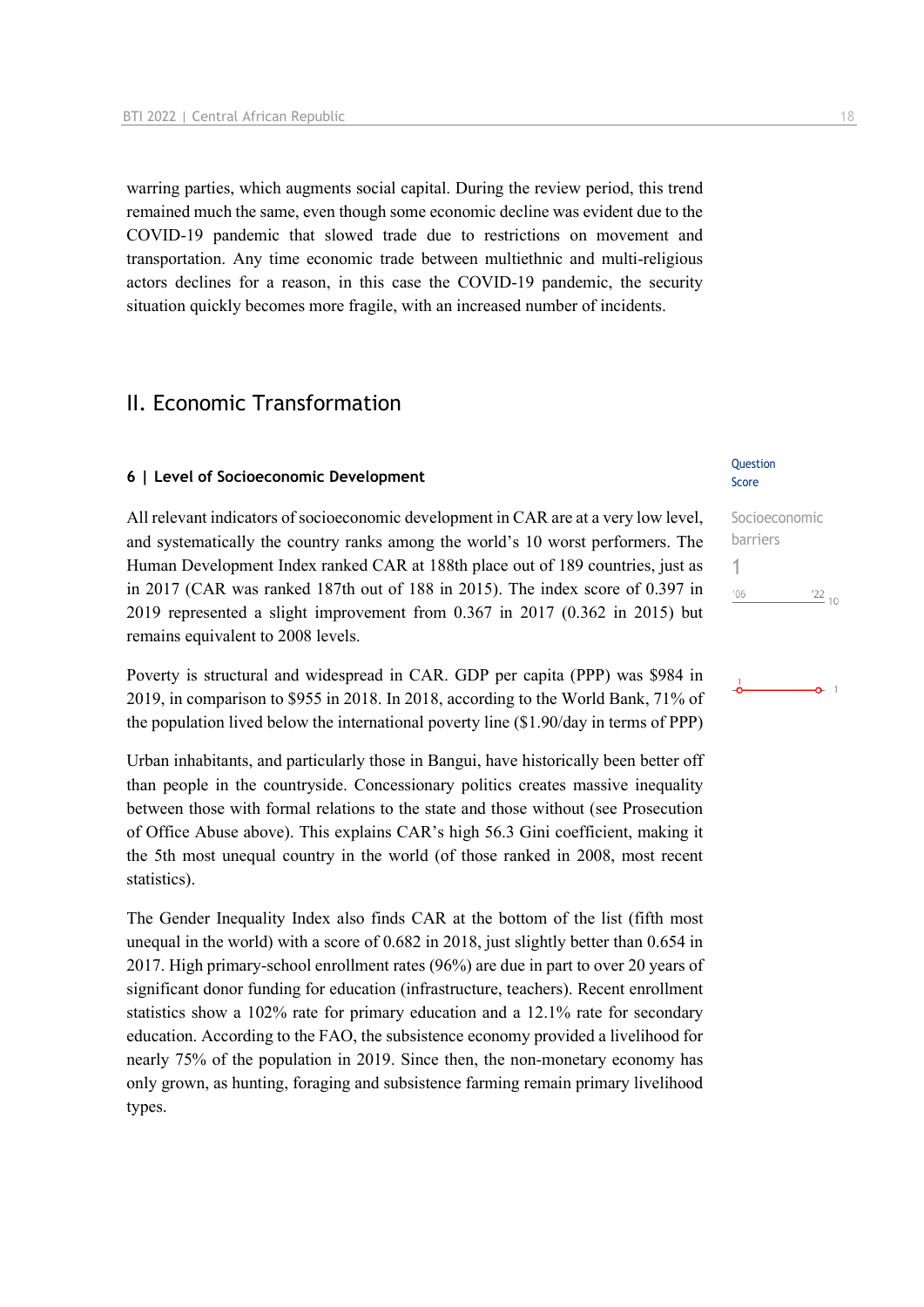warring parties, which augments social capital. During the review period, this trend remained much the same, even though some economic decline was evident due to the COVID-19 pandemic that slowed trade due to restrictions on movement and transportation. Any time economic trade between multiethnic and multi-religious actors declines for a reason, in this case the COVID-19 pandemic, the security situation quickly becomes more fragile, with an increased number of incidents.

## II. Economic Transformation

### 6 | Level of Socioeconomic Development

Question Score

Socioeconomic barriers

1

'06 '22 10

All relevant indicators of socioeconomic development in CAR are at a very low level, and systematically the country ranks among the world's 10 worst performers. The Human Development Index ranked CAR at 188th place out of 189 countries, just as in 2017 (CAR was ranked 187th out of 188 in 2015). The index score of 0.397 in 2019 represented a slight improvement from 0.367 in 2017 (0.362 in 2015) but remains equivalent to 2008 levels.

Poverty is structural and widespread in CAR. GDP per capita (PPP) was $984 in 2019, in comparison to $955 in 2018. In 2018, according to the World Bank, 71% of the population lived below the international poverty line ($1.90/day in terms of PPP)

Urban inhabitants, and particularly those in Bangui, have historically been better off than people in the countryside. Concessionary politics creates massive inequality between those with formal relations to the state and those without (see Prosecution of Office Abuse above). This explains CAR's high 56.3 Gini coefficient, making it the 5th most unequal country in the world (of those ranked in 2008, most recent statistics).

The Gender Inequality Index also finds CAR at the bottom of the list (fifth most unequal in the world) with a score of 0.682 in 2018, just slightly better than 0.654 in 2017. High primary-school enrollment rates (96%) are due in part to over 20 years of significant donor funding for education (infrastructure, teachers). Recent enrollment statistics show a 102% rate for primary education and a 12.1% rate for secondary education. According to the FAO, the subsistence economy provided a livelihood for nearly 75% of the population in 2019. Since then, the non-monetary economy has only grown, as hunting, foraging and subsistence farming remain primary livelihood types.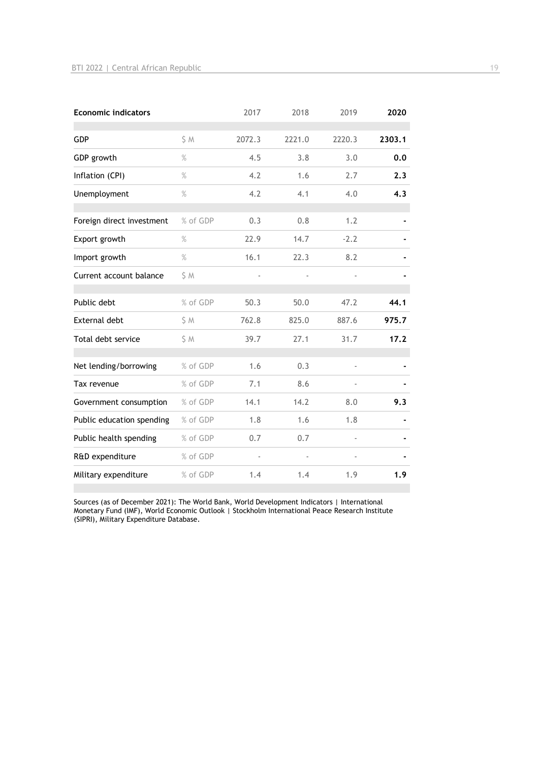| Economic indicators | | 2017 | 2018 | 2019 | **2020** |
|---|---|---|---|---|---|
| GDP | $ M | 2072.3 | 2221.0 | 2220.3 | **2303.1** |
| GDP growth | % | 4.5 | 3.8 | 3.0 | **0.0** |
| Inflation (CPI) | % | 4.2 | 1.6 | 2.7 | **2.3** |
| Unemployment | % | 4.2 | 4.1 | 4.0 | **4.3** |
| Foreign direct investment | % of GDP | 0.3 | 0.8 | 1.2 | **-** |
| Export growth | % | 22.9 | 14.7 | -2.2 | **-** |
| Import growth | % | 16.1 | 22.3 | 8.2 | **-** |
| Current account balance | $ M | - | - | - | **-** |
| Public debt | % of GDP | 50.3 | 50.0 | 47.2 | **44.1** |
| External debt | $ M | 762.8 | 825.0 | 887.6 | **975.7** |
| Total debt service | $ M | 39.7 | 27.1 | 31.7 | **17.2** |
| Net lending/borrowing | % of GDP | 1.6 | 0.3 | - | **-** |
| Tax revenue | % of GDP | 7.1 | 8.6 | - | **-** |
| Government consumption | % of GDP | 14.1 | 14.2 | 8.0 | **9.3** |
| Public education spending | % of GDP | 1.8 | 1.6 | 1.8 | **-** |
| Public health spending | % of GDP | 0.7 | 0.7 | - | **-** |
| R&D expenditure | % of GDP | - | - | - | **-** |
| Military expenditure | % of GDP | 1.4 | 1.4 | 1.9 | **1.9** |

Sources (as of December 2021): The World Bank, World Development Indicators | International Monetary Fund (IMF), World Economic Outlook | Stockholm International Peace Research Institute (SIPRI), Military Expenditure Database.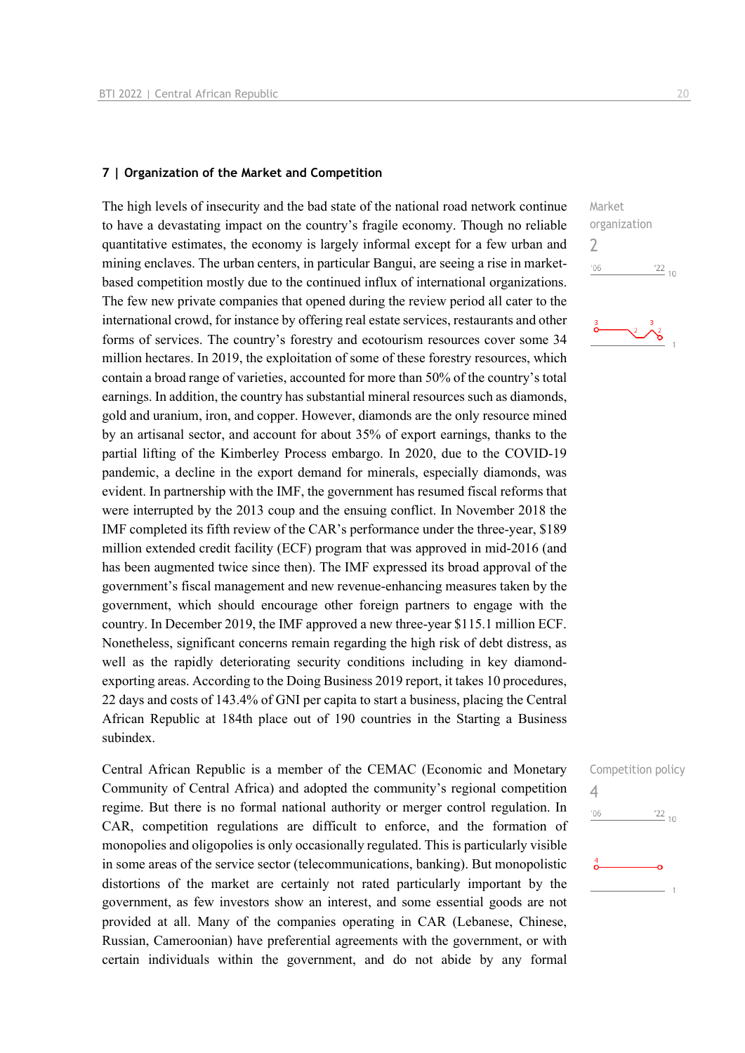## 7 | Organization of the Market and Competition

Market organization
2

The high levels of insecurity and the bad state of the national road network continue to have a devastating impact on the country's fragile economy. Though no reliable quantitative estimates, the economy is largely informal except for a few urban and mining enclaves. The urban centers, in particular Bangui, are seeing a rise in market-based competition mostly due to the continued influx of international organizations. The few new private companies that opened during the review period all cater to the international crowd, for instance by offering real estate services, restaurants and other forms of services. The country's forestry and ecotourism resources cover some 34 million hectares. In 2019, the exploitation of some of these forestry resources, which contain a broad range of varieties, accounted for more than 50% of the country's total earnings. In addition, the country has substantial mineral resources such as diamonds, gold and uranium, iron, and copper. However, diamonds are the only resource mined by an artisanal sector, and account for about 35% of export earnings, thanks to the partial lifting of the Kimberley Process embargo. In 2020, due to the COVID-19 pandemic, a decline in the export demand for minerals, especially diamonds, was evident. In partnership with the IMF, the government has resumed fiscal reforms that were interrupted by the 2013 coup and the ensuing conflict. In November 2018 the IMF completed its fifth review of the CAR's performance under the three-year, $189 million extended credit facility (ECF) program that was approved in mid-2016 (and has been augmented twice since then). The IMF expressed its broad approval of the government's fiscal management and new revenue-enhancing measures taken by the government, which should encourage other foreign partners to engage with the country. In December 2019, the IMF approved a new three-year $115.1 million ECF. Nonetheless, significant concerns remain regarding the high risk of debt distress, as well as the rapidly deteriorating security conditions including in key diamond-exporting areas. According to the Doing Business 2019 report, it takes 10 procedures, 22 days and costs of 143.4% of GNI per capita to start a business, placing the Central African Republic at 184th place out of 190 countries in the Starting a Business subindex.

Competition policy
4

Central African Republic is a member of the CEMAC (Economic and Monetary Community of Central Africa) and adopted the community's regional competition regime. But there is no formal national authority or merger control regulation. In CAR, competition regulations are difficult to enforce, and the formation of monopolies and oligopolies is only occasionally regulated. This is particularly visible in some areas of the service sector (telecommunications, banking). But monopolistic distortions of the market are certainly not rated particularly important by the government, as few investors show an interest, and some essential goods are not provided at all. Many of the companies operating in CAR (Lebanese, Chinese, Russian, Cameroonian) have preferential agreements with the government, or with certain individuals within the government, and do not abide by any formal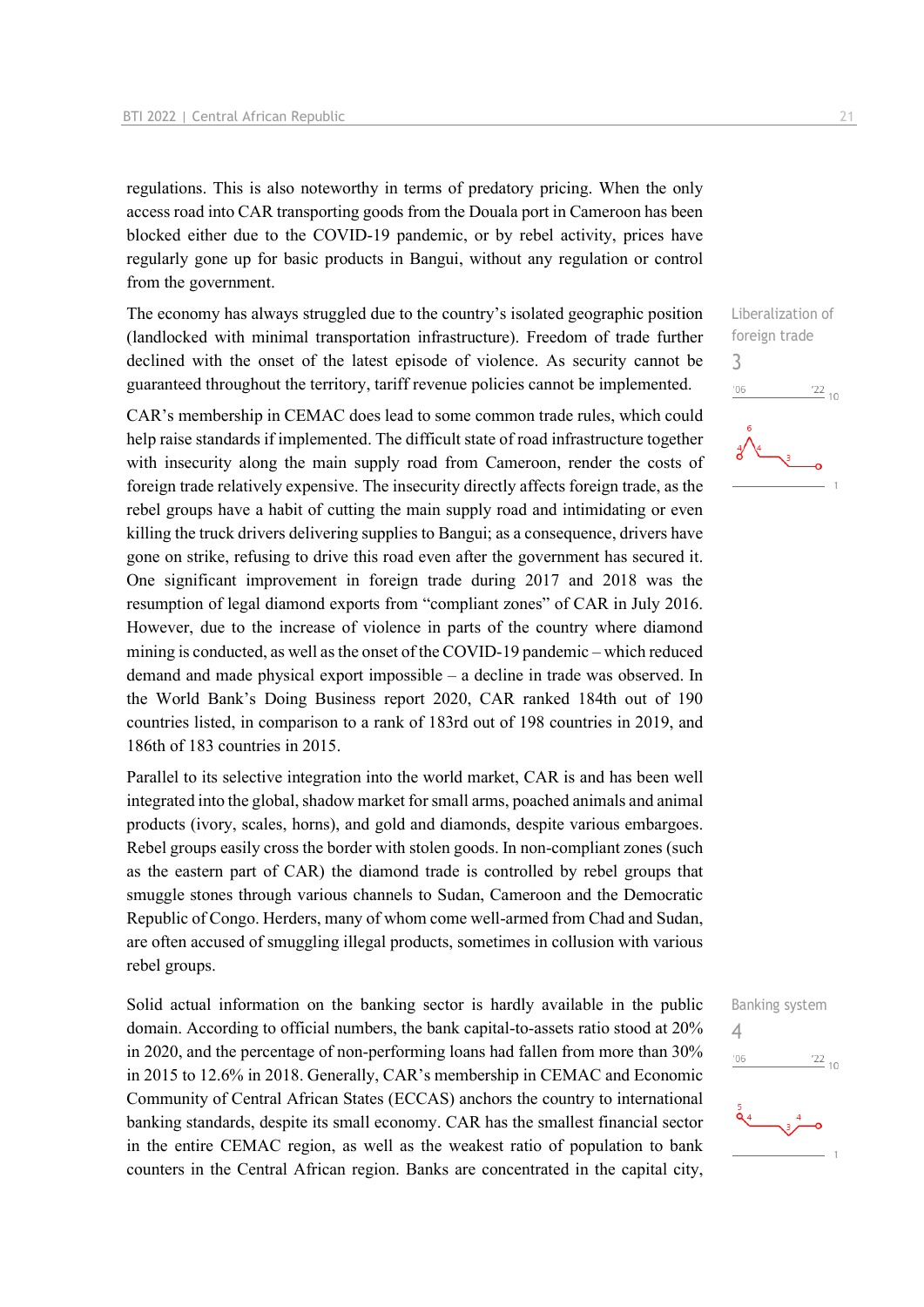regulations. This is also noteworthy in terms of predatory pricing. When the only access road into CAR transporting goods from the Douala port in Cameroon has been blocked either due to the COVID-19 pandemic, or by rebel activity, prices have regularly gone up for basic products in Bangui, without any regulation or control from the government.

Liberalization of foreign trade
3

The economy has always struggled due to the country's isolated geographic position (landlocked with minimal transportation infrastructure). Freedom of trade further declined with the onset of the latest episode of violence. As security cannot be guaranteed throughout the territory, tariff revenue policies cannot be implemented.

CAR's membership in CEMAC does lead to some common trade rules, which could help raise standards if implemented. The difficult state of road infrastructure together with insecurity along the main supply road from Cameroon, render the costs of foreign trade relatively expensive. The insecurity directly affects foreign trade, as the rebel groups have a habit of cutting the main supply road and intimidating or even killing the truck drivers delivering supplies to Bangui; as a consequence, drivers have gone on strike, refusing to drive this road even after the government has secured it. One significant improvement in foreign trade during 2017 and 2018 was the resumption of legal diamond exports from "compliant zones" of CAR in July 2016. However, due to the increase of violence in parts of the country where diamond mining is conducted, as well as the onset of the COVID-19 pandemic – which reduced demand and made physical export impossible – a decline in trade was observed. In the World Bank's Doing Business report 2020, CAR ranked 184th out of 190 countries listed, in comparison to a rank of 183rd out of 198 countries in 2019, and 186th of 183 countries in 2015.

Parallel to its selective integration into the world market, CAR is and has been well integrated into the global, shadow market for small arms, poached animals and animal products (ivory, scales, horns), and gold and diamonds, despite various embargoes. Rebel groups easily cross the border with stolen goods. In non-compliant zones (such as the eastern part of CAR) the diamond trade is controlled by rebel groups that smuggle stones through various channels to Sudan, Cameroon and the Democratic Republic of Congo. Herders, many of whom come well-armed from Chad and Sudan, are often accused of smuggling illegal products, sometimes in collusion with various rebel groups.

Banking system
4

Solid actual information on the banking sector is hardly available in the public domain. According to official numbers, the bank capital-to-assets ratio stood at 20% in 2020, and the percentage of non-performing loans had fallen from more than 30% in 2015 to 12.6% in 2018. Generally, CAR's membership in CEMAC and Economic Community of Central African States (ECCAS) anchors the country to international banking standards, despite its small economy. CAR has the smallest financial sector in the entire CEMAC region, as well as the weakest ratio of population to bank counters in the Central African region. Banks are concentrated in the capital city,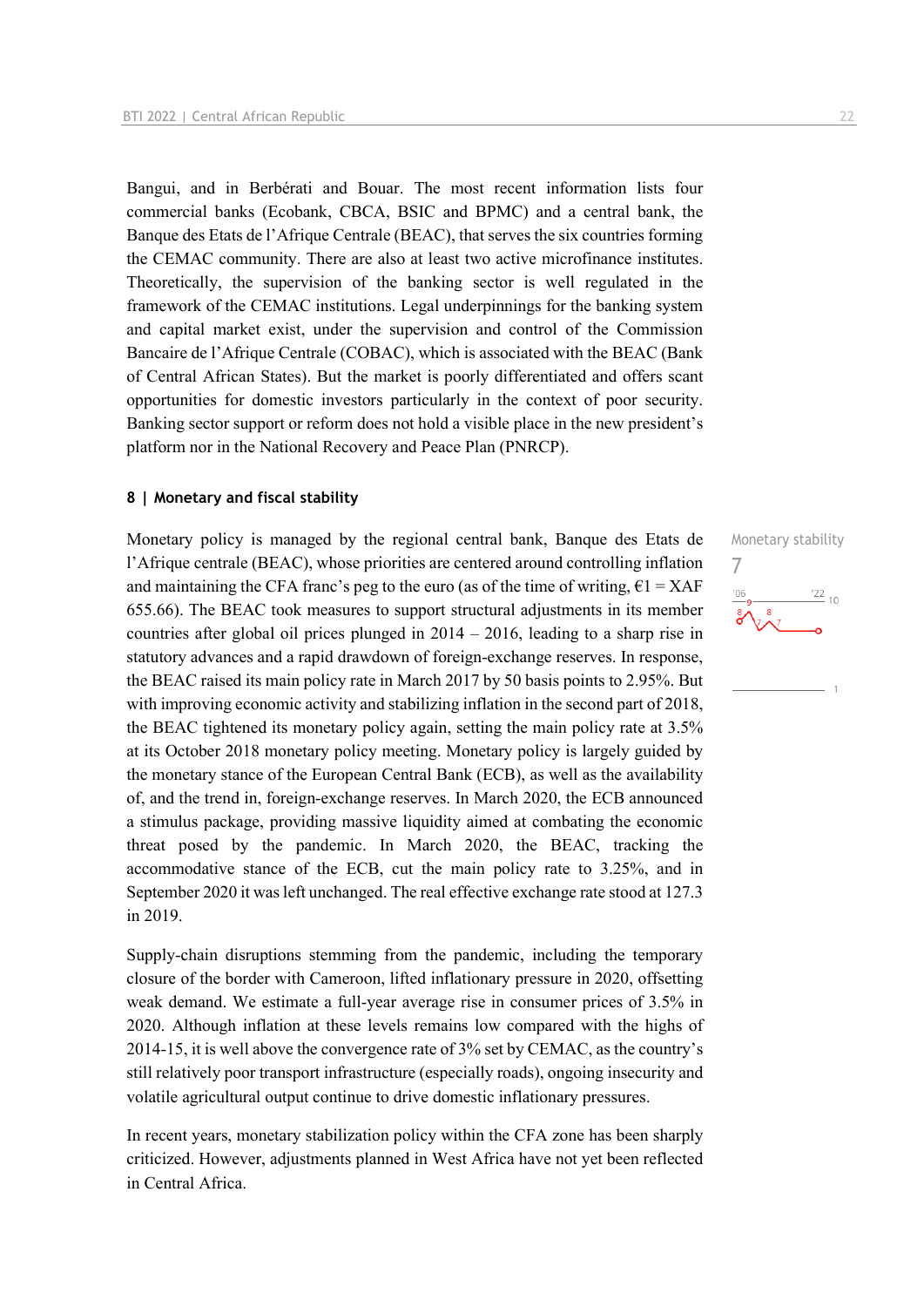Bangui, and in Berbérati and Bouar. The most recent information lists four commercial banks (Ecobank, CBCA, BSIC and BPMC) and a central bank, the Banque des Etats de l'Afrique Centrale (BEAC), that serves the six countries forming the CEMAC community. There are also at least two active microfinance institutes. Theoretically, the supervision of the banking sector is well regulated in the framework of the CEMAC institutions. Legal underpinnings for the banking system and capital market exist, under the supervision and control of the Commission Bancaire de l'Afrique Centrale (COBAC), which is associated with the BEAC (Bank of Central African States). But the market is poorly differentiated and offers scant opportunities for domestic investors particularly in the context of poor security. Banking sector support or reform does not hold a visible place in the new president's platform nor in the National Recovery and Peace Plan (PNRCP).

## 8 | Monetary and fiscal stability

Monetary stability
7

Monetary policy is managed by the regional central bank, Banque des Etats de l'Afrique centrale (BEAC), whose priorities are centered around controlling inflation and maintaining the CFA franc's peg to the euro (as of the time of writing, €1 = XAF 655.66). The BEAC took measures to support structural adjustments in its member countries after global oil prices plunged in 2014 – 2016, leading to a sharp rise in statutory advances and a rapid drawdown of foreign-exchange reserves. In response, the BEAC raised its main policy rate in March 2017 by 50 basis points to 2.95%. But with improving economic activity and stabilizing inflation in the second part of 2018, the BEAC tightened its monetary policy again, setting the main policy rate at 3.5% at its October 2018 monetary policy meeting. Monetary policy is largely guided by the monetary stance of the European Central Bank (ECB), as well as the availability of, and the trend in, foreign-exchange reserves. In March 2020, the ECB announced a stimulus package, providing massive liquidity aimed at combating the economic threat posed by the pandemic. In March 2020, the BEAC, tracking the accommodative stance of the ECB, cut the main policy rate to 3.25%, and in September 2020 it was left unchanged. The real effective exchange rate stood at 127.3 in 2019.

Supply-chain disruptions stemming from the pandemic, including the temporary closure of the border with Cameroon, lifted inflationary pressure in 2020, offsetting weak demand. We estimate a full-year average rise in consumer prices of 3.5% in 2020. Although inflation at these levels remains low compared with the highs of 2014-15, it is well above the convergence rate of 3% set by CEMAC, as the country's still relatively poor transport infrastructure (especially roads), ongoing insecurity and volatile agricultural output continue to drive domestic inflationary pressures.

In recent years, monetary stabilization policy within the CFA zone has been sharply criticized. However, adjustments planned in West Africa have not yet been reflected in Central Africa.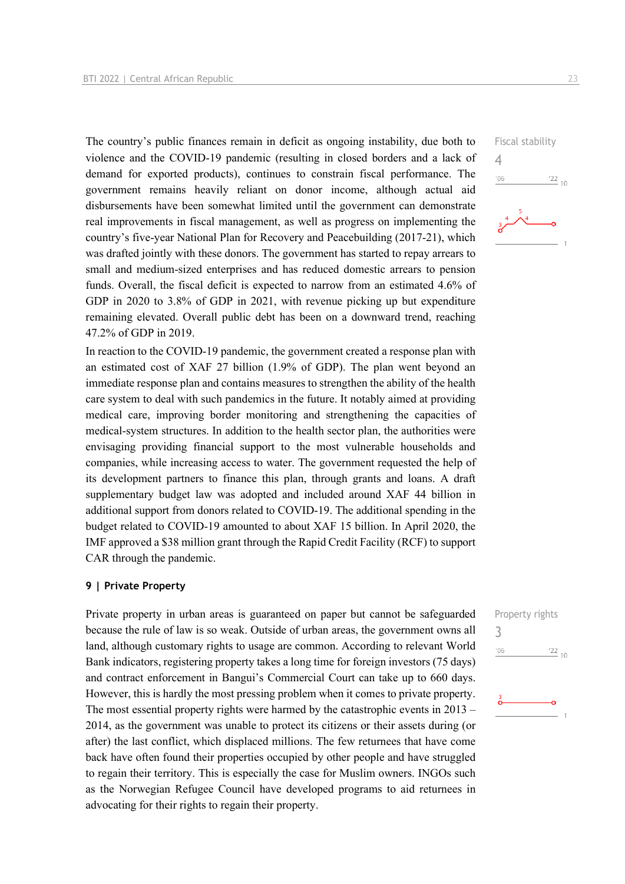The country's public finances remain in deficit as ongoing instability, due both to violence and the COVID-19 pandemic (resulting in closed borders and a lack of demand for exported products), continues to constrain fiscal performance. The government remains heavily reliant on donor income, although actual aid disbursements have been somewhat limited until the government can demonstrate real improvements in fiscal management, as well as progress on implementing the country's five-year National Plan for Recovery and Peacebuilding (2017-21), which was drafted jointly with these donors. The government has started to repay arrears to small and medium-sized enterprises and has reduced domestic arrears to pension funds. Overall, the fiscal deficit is expected to narrow from an estimated 4.6% of GDP in 2020 to 3.8% of GDP in 2021, with revenue picking up but expenditure remaining elevated. Overall public debt has been on a downward trend, reaching 47.2% of GDP in 2019.

Fiscal stability
4

In reaction to the COVID-19 pandemic, the government created a response plan with an estimated cost of XAF 27 billion (1.9% of GDP). The plan went beyond an immediate response plan and contains measures to strengthen the ability of the health care system to deal with such pandemics in the future. It notably aimed at providing medical care, improving border monitoring and strengthening the capacities of medical-system structures. In addition to the health sector plan, the authorities were envisaging providing financial support to the most vulnerable households and companies, while increasing access to water. The government requested the help of its development partners to finance this plan, through grants and loans. A draft supplementary budget law was adopted and included around XAF 44 billion in additional support from donors related to COVID-19. The additional spending in the budget related to COVID-19 amounted to about XAF 15 billion. In April 2020, the IMF approved a $38 million grant through the Rapid Credit Facility (RCF) to support CAR through the pandemic.

## 9 | Private Property

Private property in urban areas is guaranteed on paper but cannot be safeguarded because the rule of law is so weak. Outside of urban areas, the government owns all land, although customary rights to usage are common. According to relevant World Bank indicators, registering property takes a long time for foreign investors (75 days) and contract enforcement in Bangui's Commercial Court can take up to 660 days. However, this is hardly the most pressing problem when it comes to private property. The most essential property rights were harmed by the catastrophic events in 2013 – 2014, as the government was unable to protect its citizens or their assets during (or after) the last conflict, which displaced millions. The few returnees that have come back have often found their properties occupied by other people and have struggled to regain their territory. This is especially the case for Muslim owners. INGOs such as the Norwegian Refugee Council have developed programs to aid returnees in advocating for their rights to regain their property.

Property rights
3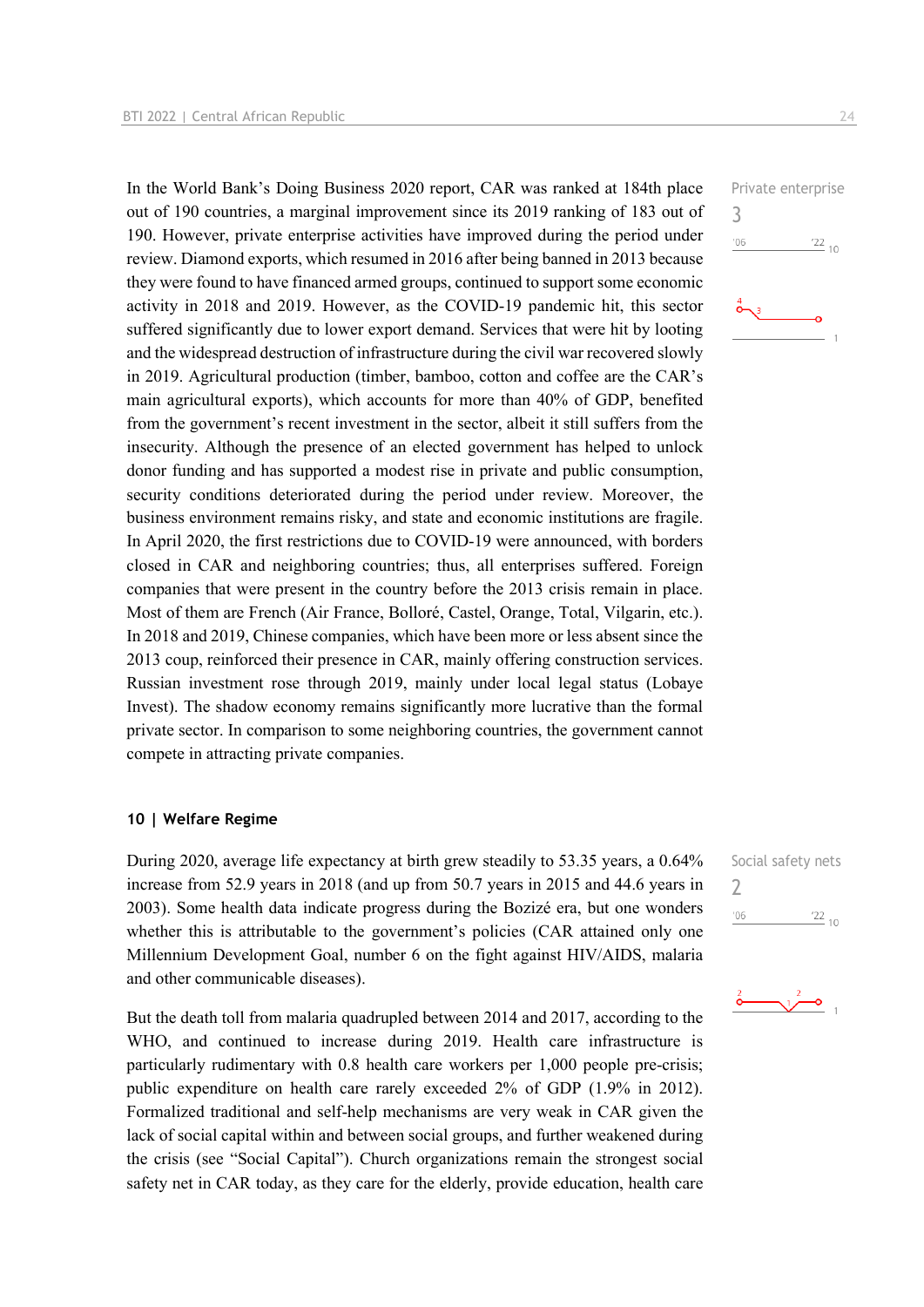In the World Bank's Doing Business 2020 report, CAR was ranked at 184th place out of 190 countries, a marginal improvement since its 2019 ranking of 183 out of 190. However, private enterprise activities have improved during the period under review. Diamond exports, which resumed in 2016 after being banned in 2013 because they were found to have financed armed groups, continued to support some economic activity in 2018 and 2019. However, as the COVID-19 pandemic hit, this sector suffered significantly due to lower export demand. Services that were hit by looting and the widespread destruction of infrastructure during the civil war recovered slowly in 2019. Agricultural production (timber, bamboo, cotton and coffee are the CAR's main agricultural exports), which accounts for more than 40% of GDP, benefited from the government's recent investment in the sector, albeit it still suffers from the insecurity. Although the presence of an elected government has helped to unlock donor funding and has supported a modest rise in private and public consumption, security conditions deteriorated during the period under review. Moreover, the business environment remains risky, and state and economic institutions are fragile. In April 2020, the first restrictions due to COVID-19 were announced, with borders closed in CAR and neighboring countries; thus, all enterprises suffered. Foreign companies that were present in the country before the 2013 crisis remain in place. Most of them are French (Air France, Bolloré, Castel, Orange, Total, Vilgarin, etc.). In 2018 and 2019, Chinese companies, which have been more or less absent since the 2013 coup, reinforced their presence in CAR, mainly offering construction services. Russian investment rose through 2019, mainly under local legal status (Lobaye Invest). The shadow economy remains significantly more lucrative than the formal private sector. In comparison to some neighboring countries, the government cannot compete in attracting private companies.

Private enterprise
3

## 10 | Welfare Regime

During 2020, average life expectancy at birth grew steadily to 53.35 years, a 0.64% increase from 52.9 years in 2018 (and up from 50.7 years in 2015 and 44.6 years in 2003). Some health data indicate progress during the Bozizé era, but one wonders whether this is attributable to the government's policies (CAR attained only one Millennium Development Goal, number 6 on the fight against HIV/AIDS, malaria and other communicable diseases).

Social safety nets
2

But the death toll from malaria quadrupled between 2014 and 2017, according to the WHO, and continued to increase during 2019. Health care infrastructure is particularly rudimentary with 0.8 health care workers per 1,000 people pre-crisis; public expenditure on health care rarely exceeded 2% of GDP (1.9% in 2012). Formalized traditional and self-help mechanisms are very weak in CAR given the lack of social capital within and between social groups, and further weakened during the crisis (see "Social Capital"). Church organizations remain the strongest social safety net in CAR today, as they care for the elderly, provide education, health care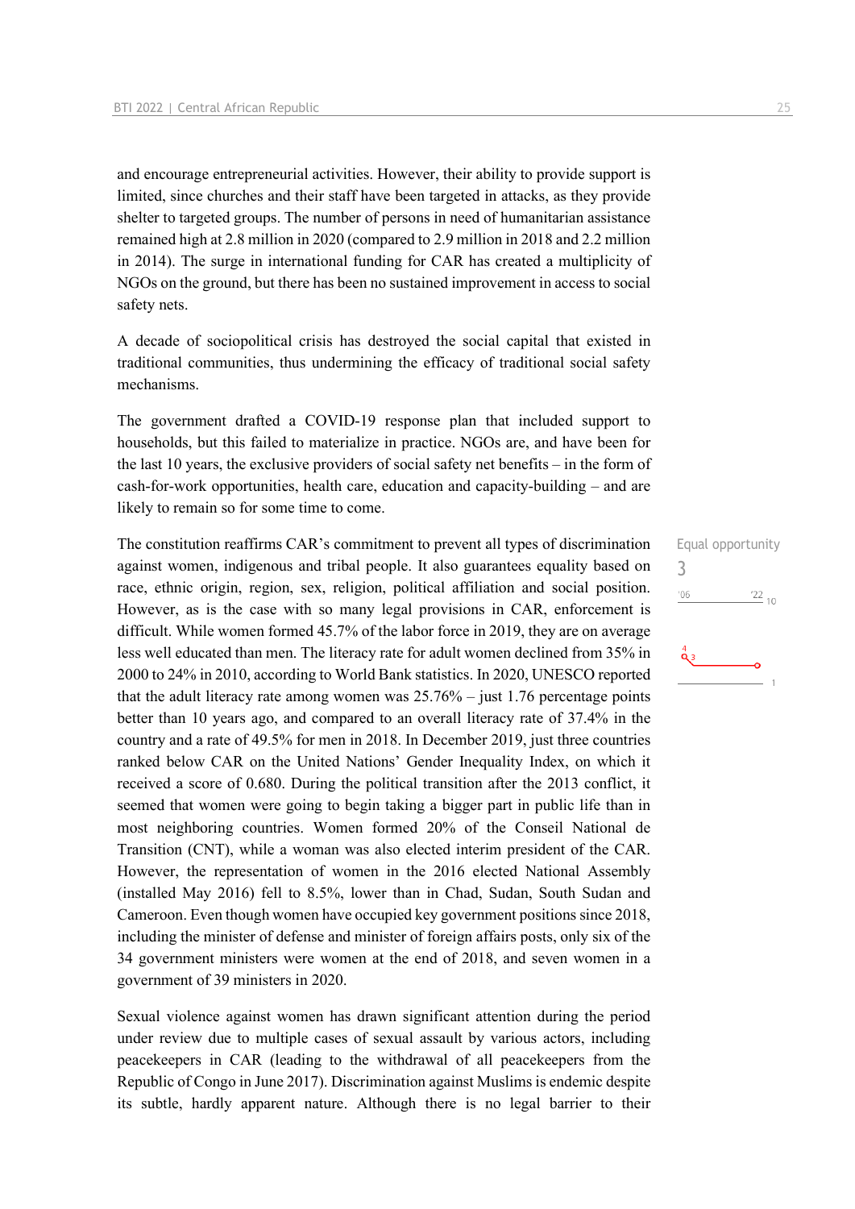and encourage entrepreneurial activities. However, their ability to provide support is limited, since churches and their staff have been targeted in attacks, as they provide shelter to targeted groups. The number of persons in need of humanitarian assistance remained high at 2.8 million in 2020 (compared to 2.9 million in 2018 and 2.2 million in 2014). The surge in international funding for CAR has created a multiplicity of NGOs on the ground, but there has been no sustained improvement in access to social safety nets.

A decade of sociopolitical crisis has destroyed the social capital that existed in traditional communities, thus undermining the efficacy of traditional social safety mechanisms.

The government drafted a COVID-19 response plan that included support to households, but this failed to materialize in practice. NGOs are, and have been for the last 10 years, the exclusive providers of social safety net benefits – in the form of cash-for-work opportunities, health care, education and capacity-building – and are likely to remain so for some time to come.

Equal opportunity
3

The constitution reaffirms CAR's commitment to prevent all types of discrimination against women, indigenous and tribal people. It also guarantees equality based on race, ethnic origin, region, sex, religion, political affiliation and social position. However, as is the case with so many legal provisions in CAR, enforcement is difficult. While women formed 45.7% of the labor force in 2019, they are on average less well educated than men. The literacy rate for adult women declined from 35% in 2000 to 24% in 2010, according to World Bank statistics. In 2020, UNESCO reported that the adult literacy rate among women was 25.76% – just 1.76 percentage points better than 10 years ago, and compared to an overall literacy rate of 37.4% in the country and a rate of 49.5% for men in 2018. In December 2019, just three countries ranked below CAR on the United Nations' Gender Inequality Index, on which it received a score of 0.680. During the political transition after the 2013 conflict, it seemed that women were going to begin taking a bigger part in public life than in most neighboring countries. Women formed 20% of the Conseil National de Transition (CNT), while a woman was also elected interim president of the CAR. However, the representation of women in the 2016 elected National Assembly (installed May 2016) fell to 8.5%, lower than in Chad, Sudan, South Sudan and Cameroon. Even though women have occupied key government positions since 2018, including the minister of defense and minister of foreign affairs posts, only six of the 34 government ministers were women at the end of 2018, and seven women in a government of 39 ministers in 2020.

Sexual violence against women has drawn significant attention during the period under review due to multiple cases of sexual assault by various actors, including peacekeepers in CAR (leading to the withdrawal of all peacekeepers from the Republic of Congo in June 2017). Discrimination against Muslims is endemic despite its subtle, hardly apparent nature. Although there is no legal barrier to their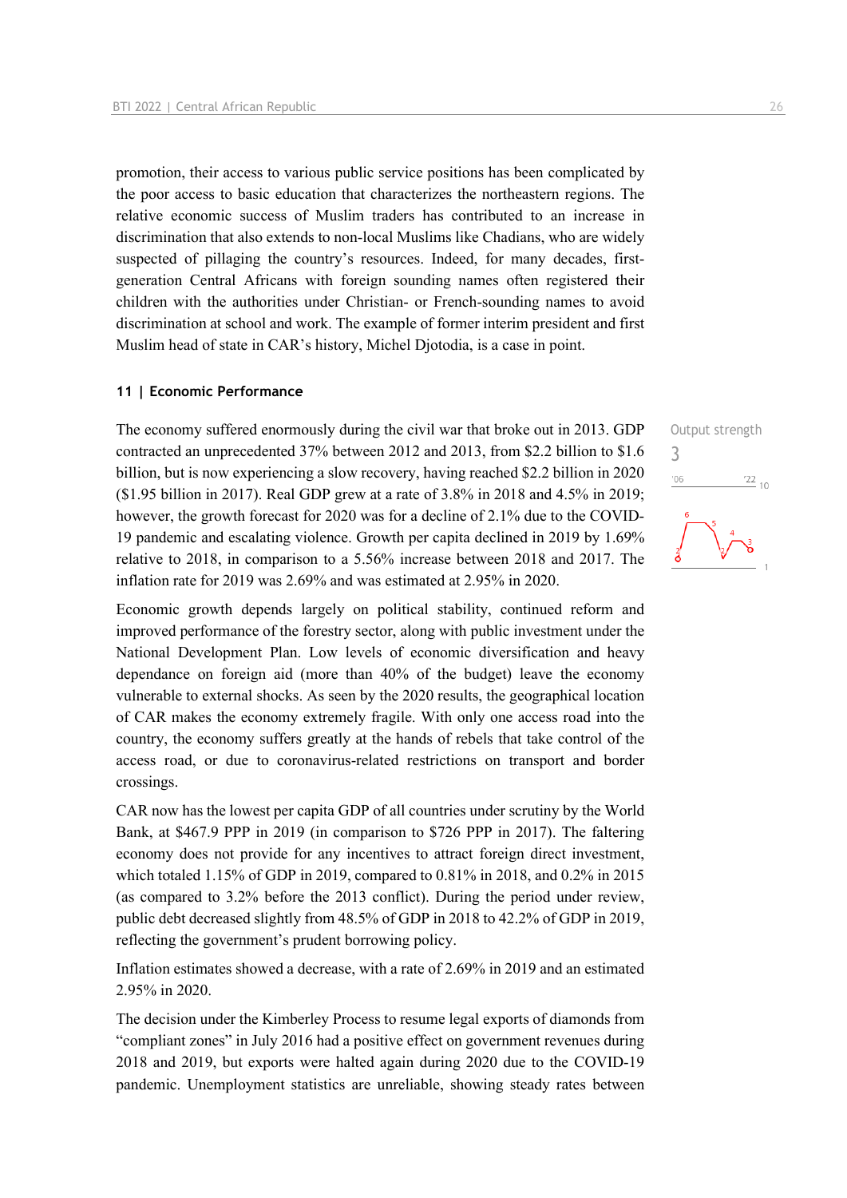promotion, their access to various public service positions has been complicated by the poor access to basic education that characterizes the northeastern regions. The relative economic success of Muslim traders has contributed to an increase in discrimination that also extends to non-local Muslims like Chadians, who are widely suspected of pillaging the country's resources. Indeed, for many decades, first-generation Central Africans with foreign sounding names often registered their children with the authorities under Christian- or French-sounding names to avoid discrimination at school and work. The example of former interim president and first Muslim head of state in CAR's history, Michel Djotodia, is a case in point.

## 11 | Economic Performance

Output strength
3

The economy suffered enormously during the civil war that broke out in 2013. GDP contracted an unprecedented 37% between 2012 and 2013, from \$2.2 billion to \$1.6 billion, but is now experiencing a slow recovery, having reached \$2.2 billion in 2020 (\$1.95 billion in 2017). Real GDP grew at a rate of 3.8% in 2018 and 4.5% in 2019; however, the growth forecast for 2020 was for a decline of 2.1% due to the COVID-19 pandemic and escalating violence. Growth per capita declined in 2019 by 1.69% relative to 2018, in comparison to a 5.56% increase between 2018 and 2017. The inflation rate for 2019 was 2.69% and was estimated at 2.95% in 2020.

Economic growth depends largely on political stability, continued reform and improved performance of the forestry sector, along with public investment under the National Development Plan. Low levels of economic diversification and heavy dependance on foreign aid (more than 40% of the budget) leave the economy vulnerable to external shocks. As seen by the 2020 results, the geographical location of CAR makes the economy extremely fragile. With only one access road into the country, the economy suffers greatly at the hands of rebels that take control of the access road, or due to coronavirus-related restrictions on transport and border crossings.

CAR now has the lowest per capita GDP of all countries under scrutiny by the World Bank, at \$467.9 PPP in 2019 (in comparison to \$726 PPP in 2017). The faltering economy does not provide for any incentives to attract foreign direct investment, which totaled 1.15% of GDP in 2019, compared to 0.81% in 2018, and 0.2% in 2015 (as compared to 3.2% before the 2013 conflict). During the period under review, public debt decreased slightly from 48.5% of GDP in 2018 to 42.2% of GDP in 2019, reflecting the government's prudent borrowing policy.

Inflation estimates showed a decrease, with a rate of 2.69% in 2019 and an estimated 2.95% in 2020.

The decision under the Kimberley Process to resume legal exports of diamonds from "compliant zones" in July 2016 had a positive effect on government revenues during 2018 and 2019, but exports were halted again during 2020 due to the COVID-19 pandemic. Unemployment statistics are unreliable, showing steady rates between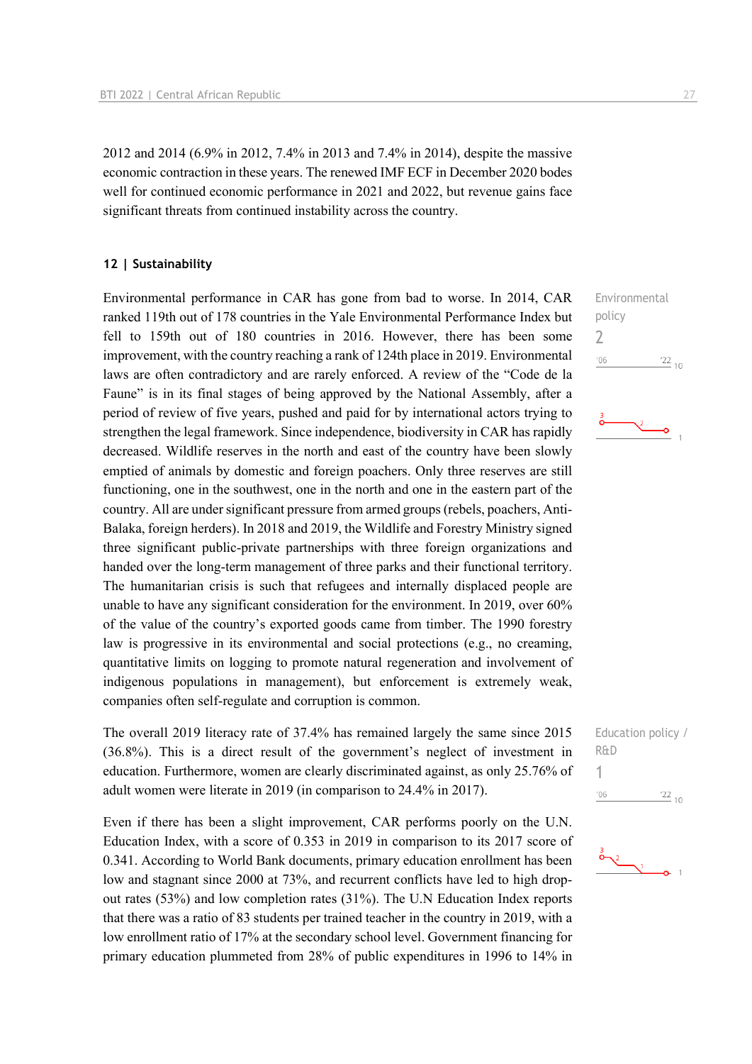2012 and 2014 (6.9% in 2012, 7.4% in 2013 and 7.4% in 2014), despite the massive economic contraction in these years. The renewed IMF ECF in December 2020 bodes well for continued economic performance in 2021 and 2022, but revenue gains face significant threats from continued instability across the country.

## 12 | Sustainability

Environmental performance in CAR has gone from bad to worse. In 2014, CAR ranked 119th out of 178 countries in the Yale Environmental Performance Index but fell to 159th out of 180 countries in 2016. However, there has been some improvement, with the country reaching a rank of 124th place in 2019. Environmental laws are often contradictory and are rarely enforced. A review of the "Code de la Faune" is in its final stages of being approved by the National Assembly, after a period of review of five years, pushed and paid for by international actors trying to strengthen the legal framework. Since independence, biodiversity in CAR has rapidly decreased. Wildlife reserves in the north and east of the country have been slowly emptied of animals by domestic and foreign poachers. Only three reserves are still functioning, one in the southwest, one in the north and one in the eastern part of the country. All are under significant pressure from armed groups (rebels, poachers, Anti-Balaka, foreign herders). In 2018 and 2019, the Wildlife and Forestry Ministry signed three significant public-private partnerships with three foreign organizations and handed over the long-term management of three parks and their functional territory. The humanitarian crisis is such that refugees and internally displaced people are unable to have any significant consideration for the environment. In 2019, over 60% of the value of the country's exported goods came from timber. The 1990 forestry law is progressive in its environmental and social protections (e.g., no creaming, quantitative limits on logging to promote natural regeneration and involvement of indigenous populations in management), but enforcement is extremely weak, companies often self-regulate and corruption is common.

Environmental policy
2

The overall 2019 literacy rate of 37.4% has remained largely the same since 2015 (36.8%). This is a direct result of the government's neglect of investment in education. Furthermore, women are clearly discriminated against, as only 25.76% of adult women were literate in 2019 (in comparison to 24.4% in 2017).

Education policy / R&D
1

Even if there has been a slight improvement, CAR performs poorly on the U.N. Education Index, with a score of 0.353 in 2019 in comparison to its 2017 score of 0.341. According to World Bank documents, primary education enrollment has been low and stagnant since 2000 at 73%, and recurrent conflicts have led to high drop-out rates (53%) and low completion rates (31%). The U.N Education Index reports that there was a ratio of 83 students per trained teacher in the country in 2019, with a low enrollment ratio of 17% at the secondary school level. Government financing for primary education plummeted from 28% of public expenditures in 1996 to 14% in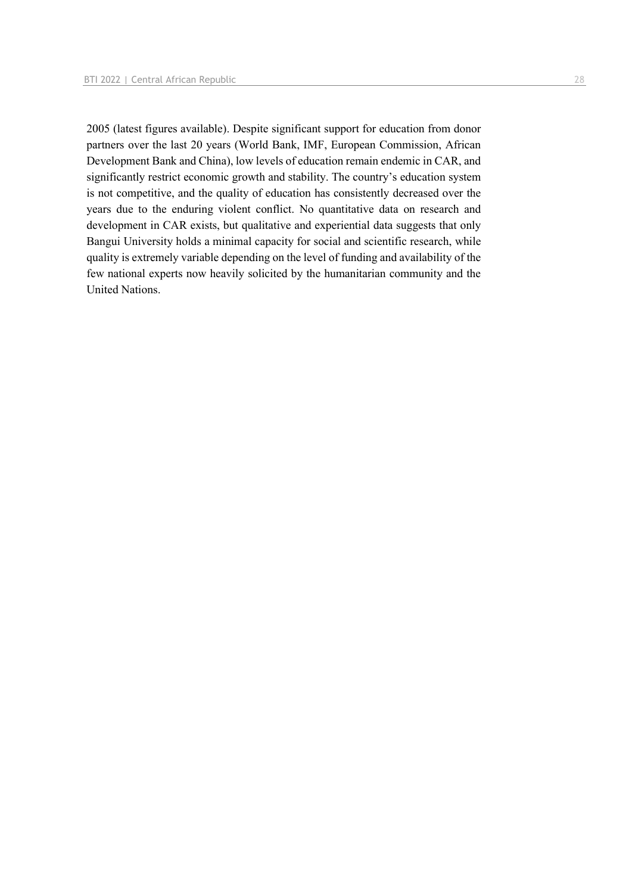2005 (latest figures available). Despite significant support for education from donor partners over the last 20 years (World Bank, IMF, European Commission, African Development Bank and China), low levels of education remain endemic in CAR, and significantly restrict economic growth and stability. The country's education system is not competitive, and the quality of education has consistently decreased over the years due to the enduring violent conflict. No quantitative data on research and development in CAR exists, but qualitative and experiential data suggests that only Bangui University holds a minimal capacity for social and scientific research, while quality is extremely variable depending on the level of funding and availability of the few national experts now heavily solicited by the humanitarian community and the United Nations.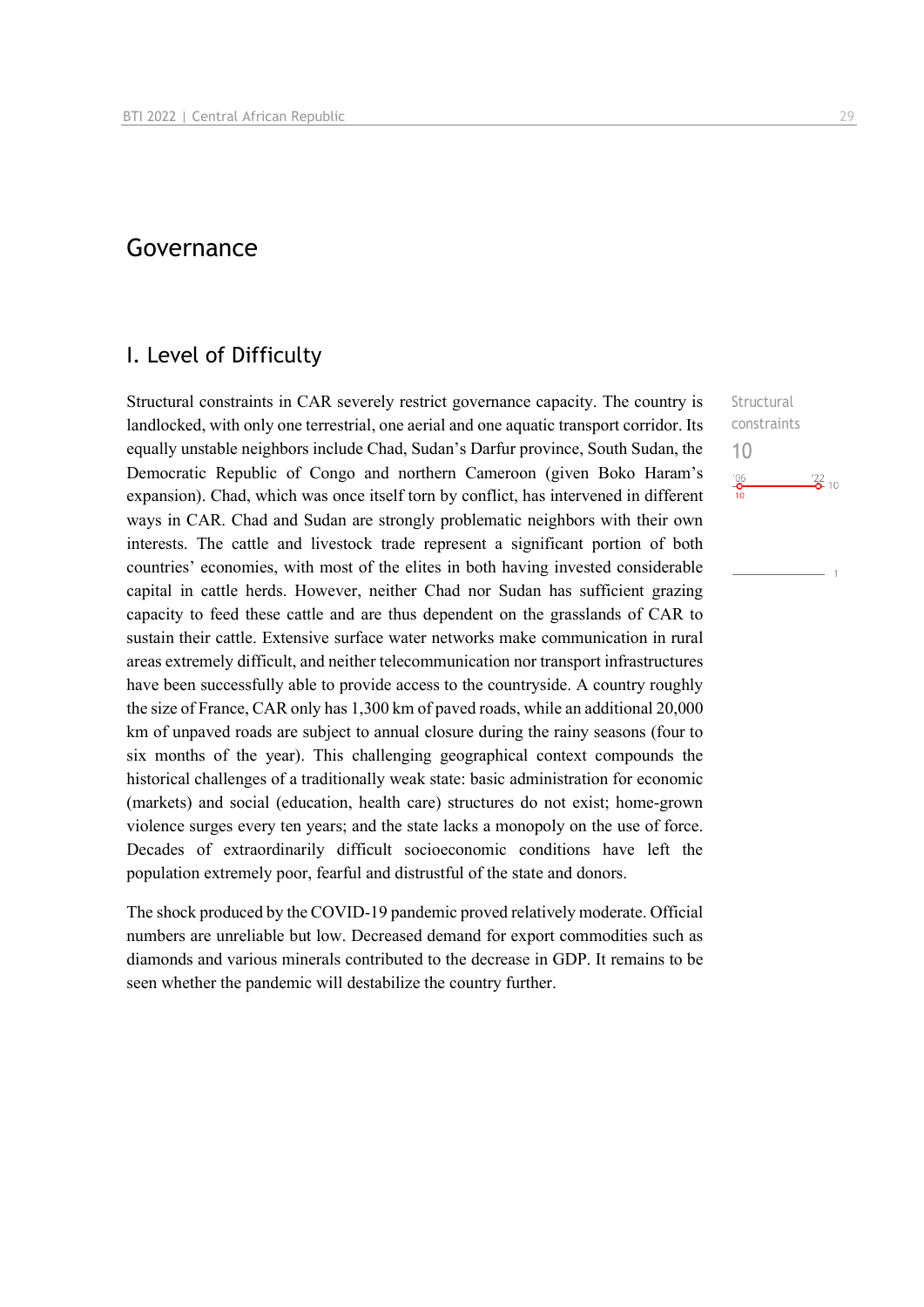# Governance

## I. Level of Difficulty

Structural constraints in CAR severely restrict governance capacity. The country is landlocked, with only one terrestrial, one aerial and one aquatic transport corridor. Its equally unstable neighbors include Chad, Sudan's Darfur province, South Sudan, the Democratic Republic of Congo and northern Cameroon (given Boko Haram's expansion). Chad, which was once itself torn by conflict, has intervened in different ways in CAR. Chad and Sudan are strongly problematic neighbors with their own interests. The cattle and livestock trade represent a significant portion of both countries' economies, with most of the elites in both having invested considerable capital in cattle herds. However, neither Chad nor Sudan has sufficient grazing capacity to feed these cattle and are thus dependent on the grasslands of CAR to sustain their cattle. Extensive surface water networks make communication in rural areas extremely difficult, and neither telecommunication nor transport infrastructures have been successfully able to provide access to the countryside. A country roughly the size of France, CAR only has 1,300 km of paved roads, while an additional 20,000 km of unpaved roads are subject to annual closure during the rainy seasons (four to six months of the year). This challenging geographical context compounds the historical challenges of a traditionally weak state: basic administration for economic (markets) and social (education, health care) structures do not exist; home-grown violence surges every ten years; and the state lacks a monopoly on the use of force. Decades of extraordinarily difficult socioeconomic conditions have left the population extremely poor, fearful and distrustful of the state and donors.

Structural constraints
10
'06: 10 — '22: 10

The shock produced by the COVID-19 pandemic proved relatively moderate. Official numbers are unreliable but low. Decreased demand for export commodities such as diamonds and various minerals contributed to the decrease in GDP. It remains to be seen whether the pandemic will destabilize the country further.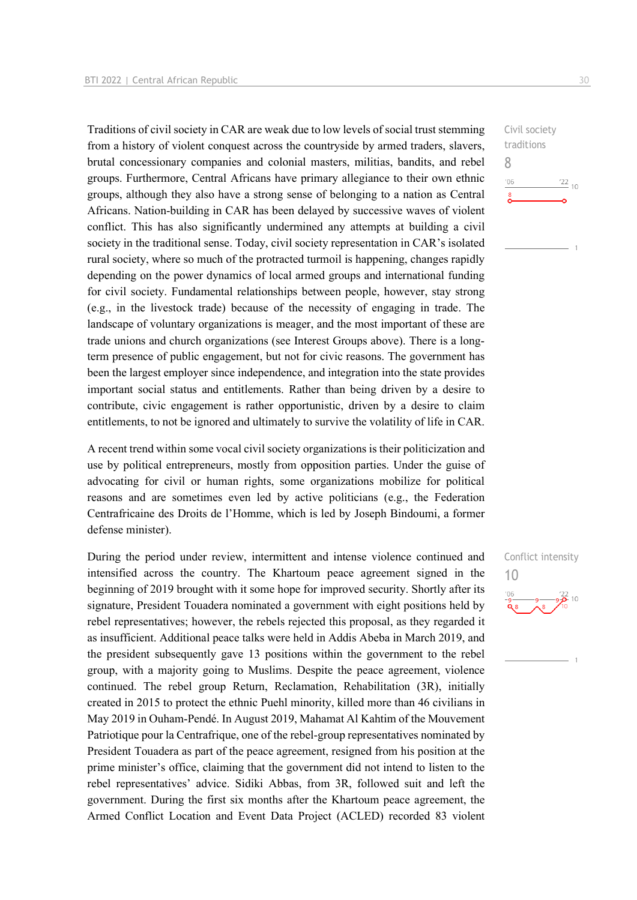Traditions of civil society in CAR are weak due to low levels of social trust stemming from a history of violent conquest across the countryside by armed traders, slavers, brutal concessionary companies and colonial masters, militias, bandits, and rebel groups. Furthermore, Central Africans have primary allegiance to their own ethnic groups, although they also have a strong sense of belonging to a nation as Central Africans. Nation-building in CAR has been delayed by successive waves of violent conflict. This has also significantly undermined any attempts at building a civil society in the traditional sense. Today, civil society representation in CAR's isolated rural society, where so much of the protracted turmoil is happening, changes rapidly depending on the power dynamics of local armed groups and international funding for civil society. Fundamental relationships between people, however, stay strong (e.g., in the livestock trade) because of the necessity of engaging in trade. The landscape of voluntary organizations is meager, and the most important of these are trade unions and church organizations (see Interest Groups above). There is a long-term presence of public engagement, but not for civic reasons. The government has been the largest employer since independence, and integration into the state provides important social status and entitlements. Rather than being driven by a desire to contribute, civic engagement is rather opportunistic, driven by a desire to claim entitlements, to not be ignored and ultimately to survive the volatility of life in CAR.

Civil society traditions
8

A recent trend within some vocal civil society organizations is their politicization and use by political entrepreneurs, mostly from opposition parties. Under the guise of advocating for civil or human rights, some organizations mobilize for political reasons and are sometimes even led by active politicians (e.g., the Federation Centrafricaine des Droits de l'Homme, which is led by Joseph Bindoumi, a former defense minister).

During the period under review, intermittent and intense violence continued and intensified across the country. The Khartoum peace agreement signed in the beginning of 2019 brought with it some hope for improved security. Shortly after its signature, President Touadera nominated a government with eight positions held by rebel representatives; however, the rebels rejected this proposal, as they regarded it as insufficient. Additional peace talks were held in Addis Abeba in March 2019, and the president subsequently gave 13 positions within the government to the rebel group, with a majority going to Muslims. Despite the peace agreement, violence continued. The rebel group Return, Reclamation, Rehabilitation (3R), initially created in 2015 to protect the ethnic Puehl minority, killed more than 46 civilians in May 2019 in Ouham-Pendé. In August 2019, Mahamat Al Kahtim of the Mouvement Patriotique pour la Centrafrique, one of the rebel-group representatives nominated by President Touadera as part of the peace agreement, resigned from his position at the prime minister's office, claiming that the government did not intend to listen to the rebel representatives' advice. Sidiki Abbas, from 3R, followed suit and left the government. During the first six months after the Khartoum peace agreement, the Armed Conflict Location and Event Data Project (ACLED) recorded 83 violent

Conflict intensity
10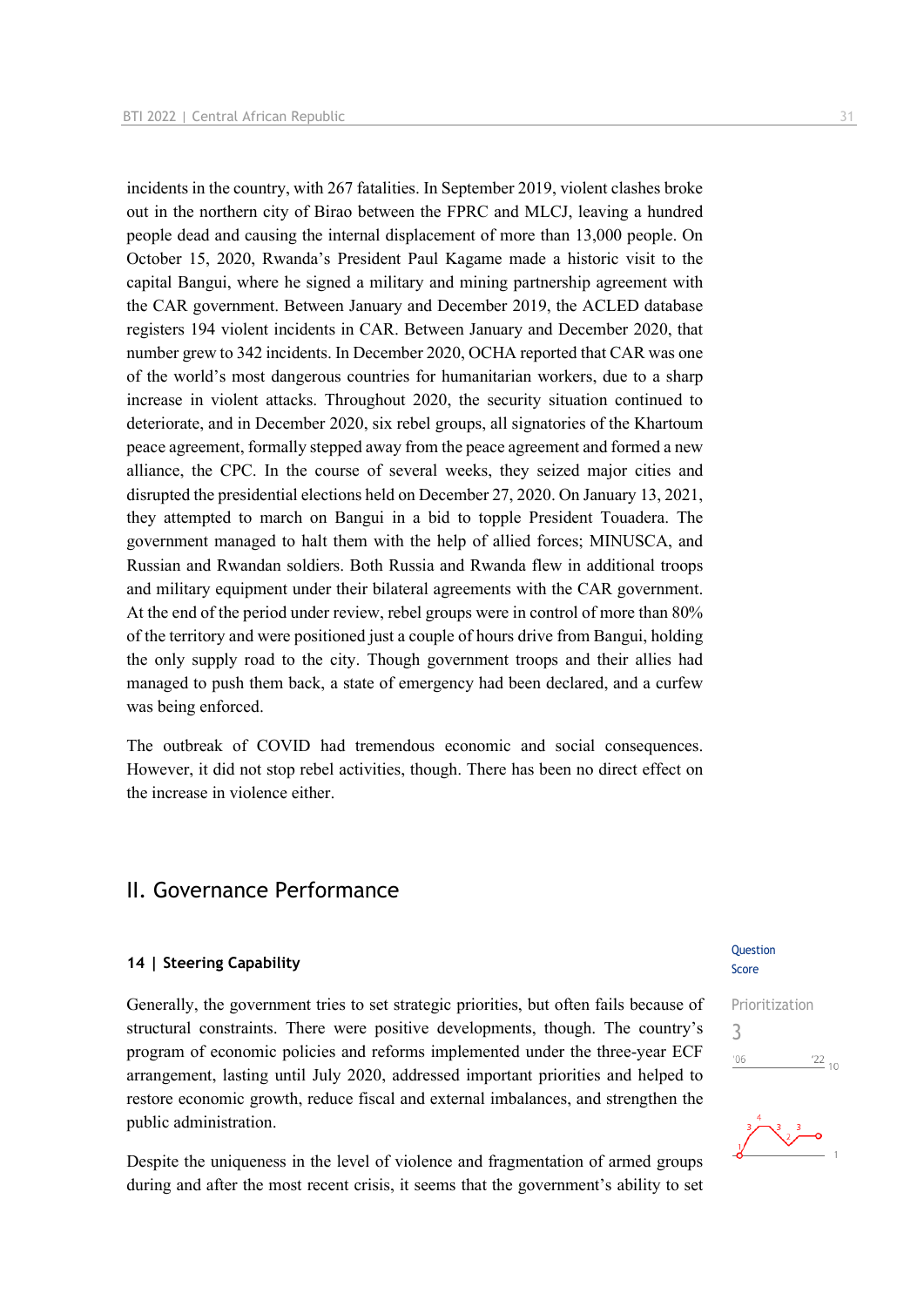incidents in the country, with 267 fatalities. In September 2019, violent clashes broke out in the northern city of Birao between the FPRC and MLCJ, leaving a hundred people dead and causing the internal displacement of more than 13,000 people. On October 15, 2020, Rwanda's President Paul Kagame made a historic visit to the capital Bangui, where he signed a military and mining partnership agreement with the CAR government. Between January and December 2019, the ACLED database registers 194 violent incidents in CAR. Between January and December 2020, that number grew to 342 incidents. In December 2020, OCHA reported that CAR was one of the world's most dangerous countries for humanitarian workers, due to a sharp increase in violent attacks. Throughout 2020, the security situation continued to deteriorate, and in December 2020, six rebel groups, all signatories of the Khartoum peace agreement, formally stepped away from the peace agreement and formed a new alliance, the CPC. In the course of several weeks, they seized major cities and disrupted the presidential elections held on December 27, 2020. On January 13, 2021, they attempted to march on Bangui in a bid to topple President Touadera. The government managed to halt them with the help of allied forces; MINUSCA, and Russian and Rwandan soldiers. Both Russia and Rwanda flew in additional troops and military equipment under their bilateral agreements with the CAR government. At the end of the period under review, rebel groups were in control of more than 80% of the territory and were positioned just a couple of hours drive from Bangui, holding the only supply road to the city. Though government troops and their allies had managed to push them back, a state of emergency had been declared, and a curfew was being enforced.

The outbreak of COVID had tremendous economic and social consequences. However, it did not stop rebel activities, though. There has been no direct effect on the increase in violence either.

# II. Governance Performance

### 14 | Steering Capability

Question Score

Prioritization
3

Generally, the government tries to set strategic priorities, but often fails because of structural constraints. There were positive developments, though. The country's program of economic policies and reforms implemented under the three-year ECF arrangement, lasting until July 2020, addressed important priorities and helped to restore economic growth, reduce fiscal and external imbalances, and strengthen the public administration.

Despite the uniqueness in the level of violence and fragmentation of armed groups during and after the most recent crisis, it seems that the government's ability to set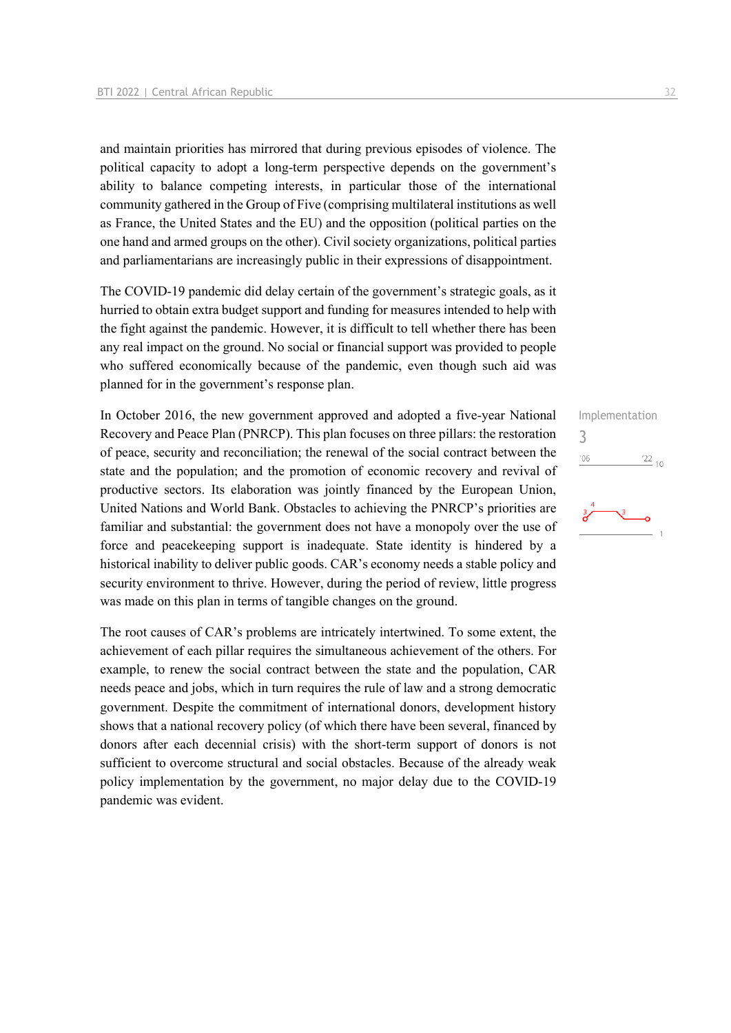and maintain priorities has mirrored that during previous episodes of violence. The political capacity to adopt a long-term perspective depends on the government's ability to balance competing interests, in particular those of the international community gathered in the Group of Five (comprising multilateral institutions as well as France, the United States and the EU) and the opposition (political parties on the one hand and armed groups on the other). Civil society organizations, political parties and parliamentarians are increasingly public in their expressions of disappointment.

The COVID-19 pandemic did delay certain of the government's strategic goals, as it hurried to obtain extra budget support and funding for measures intended to help with the fight against the pandemic. However, it is difficult to tell whether there has been any real impact on the ground. No social or financial support was provided to people who suffered economically because of the pandemic, even though such aid was planned for in the government's response plan.

Implementation
3

In October 2016, the new government approved and adopted a five-year National Recovery and Peace Plan (PNRCP). This plan focuses on three pillars: the restoration of peace, security and reconciliation; the renewal of the social contract between the state and the population; and the promotion of economic recovery and revival of productive sectors. Its elaboration was jointly financed by the European Union, United Nations and World Bank. Obstacles to achieving the PNRCP's priorities are familiar and substantial: the government does not have a monopoly over the use of force and peacekeeping support is inadequate. State identity is hindered by a historical inability to deliver public goods. CAR's economy needs a stable policy and security environment to thrive. However, during the period of review, little progress was made on this plan in terms of tangible changes on the ground.

The root causes of CAR's problems are intricately intertwined. To some extent, the achievement of each pillar requires the simultaneous achievement of the others. For example, to renew the social contract between the state and the population, CAR needs peace and jobs, which in turn requires the rule of law and a strong democratic government. Despite the commitment of international donors, development history shows that a national recovery policy (of which there have been several, financed by donors after each decennial crisis) with the short-term support of donors is not sufficient to overcome structural and social obstacles. Because of the already weak policy implementation by the government, no major delay due to the COVID-19 pandemic was evident.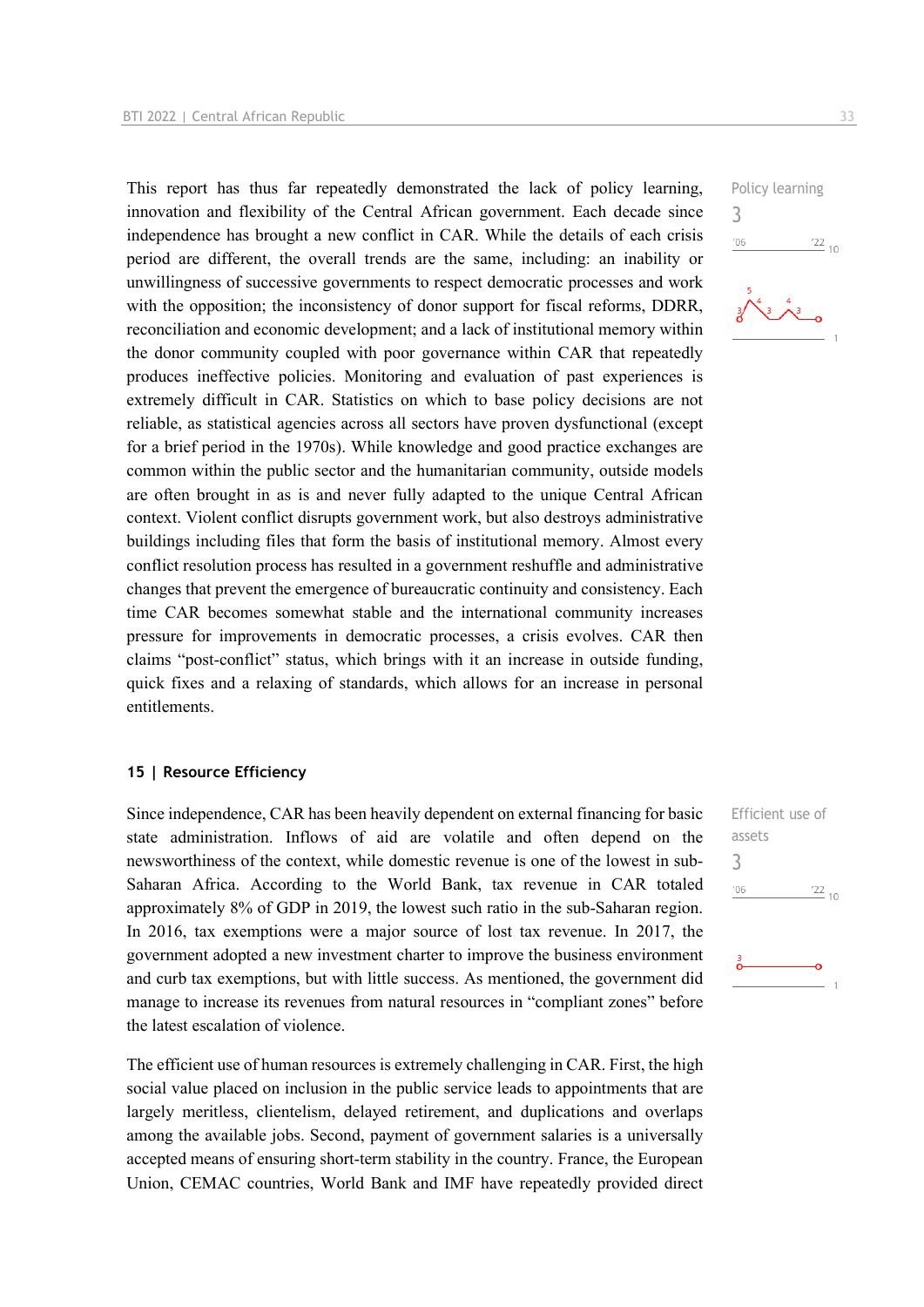This report has thus far repeatedly demonstrated the lack of policy learning, innovation and flexibility of the Central African government. Each decade since independence has brought a new conflict in CAR. While the details of each crisis period are different, the overall trends are the same, including: an inability or unwillingness of successive governments to respect democratic processes and work with the opposition; the inconsistency of donor support for fiscal reforms, DDRR, reconciliation and economic development; and a lack of institutional memory within the donor community coupled with poor governance within CAR that repeatedly produces ineffective policies. Monitoring and evaluation of past experiences is extremely difficult in CAR. Statistics on which to base policy decisions are not reliable, as statistical agencies across all sectors have proven dysfunctional (except for a brief period in the 1970s). While knowledge and good practice exchanges are common within the public sector and the humanitarian community, outside models are often brought in as is and never fully adapted to the unique Central African context. Violent conflict disrupts government work, but also destroys administrative buildings including files that form the basis of institutional memory. Almost every conflict resolution process has resulted in a government reshuffle and administrative changes that prevent the emergence of bureaucratic continuity and consistency. Each time CAR becomes somewhat stable and the international community increases pressure for improvements in democratic processes, a crisis evolves. CAR then claims "post-conflict" status, which brings with it an increase in outside funding, quick fixes and a relaxing of standards, which allows for an increase in personal entitlements.

Policy learning
3

## 15 | Resource Efficiency

Since independence, CAR has been heavily dependent on external financing for basic state administration. Inflows of aid are volatile and often depend on the newsworthiness of the context, while domestic revenue is one of the lowest in sub-Saharan Africa. According to the World Bank, tax revenue in CAR totaled approximately 8% of GDP in 2019, the lowest such ratio in the sub-Saharan region. In 2016, tax exemptions were a major source of lost tax revenue. In 2017, the government adopted a new investment charter to improve the business environment and curb tax exemptions, but with little success. As mentioned, the government did manage to increase its revenues from natural resources in "compliant zones" before the latest escalation of violence.

Efficient use of assets
3

The efficient use of human resources is extremely challenging in CAR. First, the high social value placed on inclusion in the public service leads to appointments that are largely meritless, clientelism, delayed retirement, and duplications and overlaps among the available jobs. Second, payment of government salaries is a universally accepted means of ensuring short-term stability in the country. France, the European Union, CEMAC countries, World Bank and IMF have repeatedly provided direct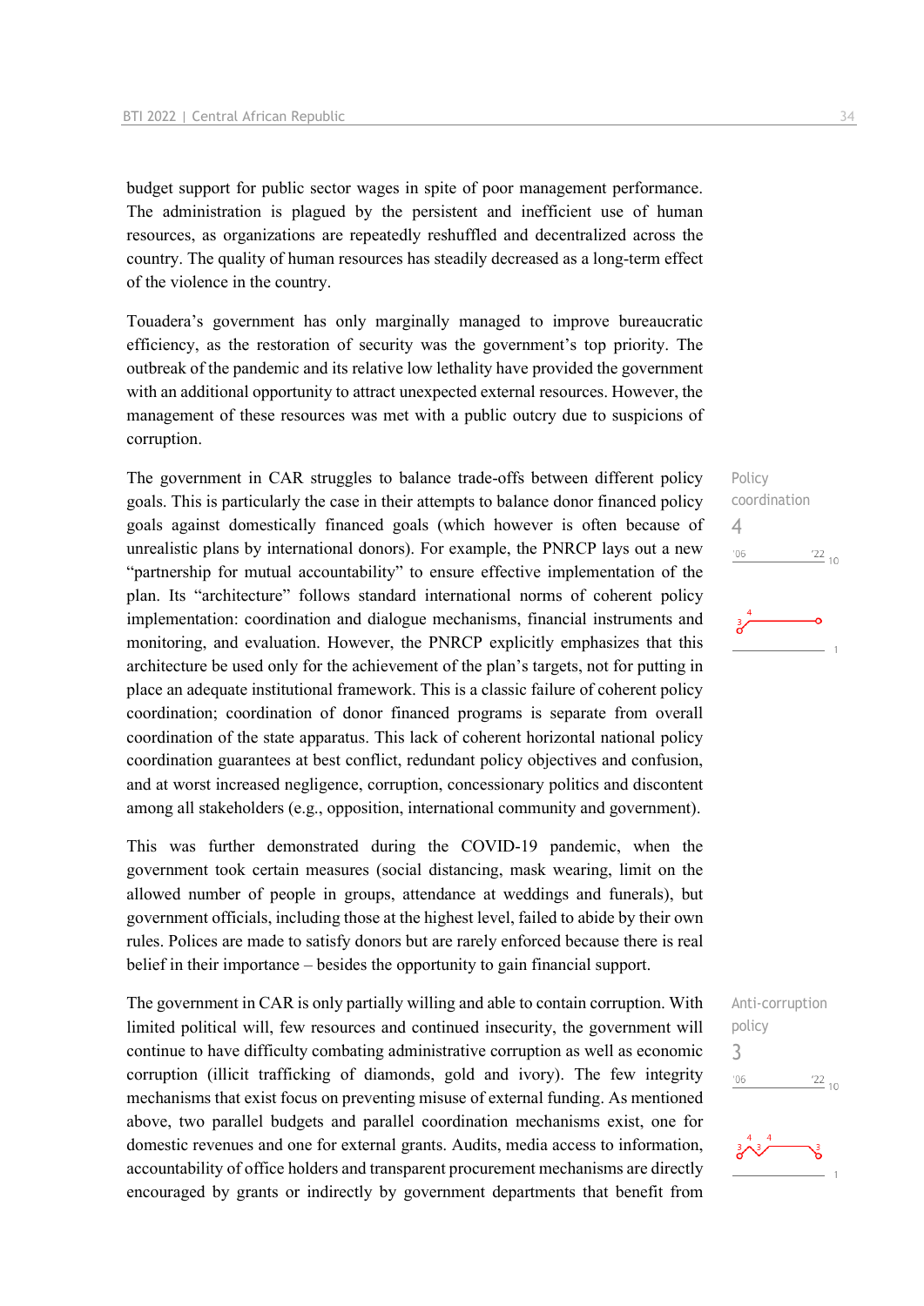budget support for public sector wages in spite of poor management performance. The administration is plagued by the persistent and inefficient use of human resources, as organizations are repeatedly reshuffled and decentralized across the country. The quality of human resources has steadily decreased as a long-term effect of the violence in the country.

Touadera's government has only marginally managed to improve bureaucratic efficiency, as the restoration of security was the government's top priority. The outbreak of the pandemic and its relative low lethality have provided the government with an additional opportunity to attract unexpected external resources. However, the management of these resources was met with a public outcry due to suspicions of corruption.

Policy coordination
4

The government in CAR struggles to balance trade-offs between different policy goals. This is particularly the case in their attempts to balance donor financed policy goals against domestically financed goals (which however is often because of unrealistic plans by international donors). For example, the PNRCP lays out a new "partnership for mutual accountability" to ensure effective implementation of the plan. Its "architecture" follows standard international norms of coherent policy implementation: coordination and dialogue mechanisms, financial instruments and monitoring, and evaluation. However, the PNRCP explicitly emphasizes that this architecture be used only for the achievement of the plan's targets, not for putting in place an adequate institutional framework. This is a classic failure of coherent policy coordination; coordination of donor financed programs is separate from overall coordination of the state apparatus. This lack of coherent horizontal national policy coordination guarantees at best conflict, redundant policy objectives and confusion, and at worst increased negligence, corruption, concessionary politics and discontent among all stakeholders (e.g., opposition, international community and government).

This was further demonstrated during the COVID-19 pandemic, when the government took certain measures (social distancing, mask wearing, limit on the allowed number of people in groups, attendance at weddings and funerals), but government officials, including those at the highest level, failed to abide by their own rules. Polices are made to satisfy donors but are rarely enforced because there is real belief in their importance – besides the opportunity to gain financial support.

Anti-corruption policy
3

The government in CAR is only partially willing and able to contain corruption. With limited political will, few resources and continued insecurity, the government will continue to have difficulty combating administrative corruption as well as economic corruption (illicit trafficking of diamonds, gold and ivory). The few integrity mechanisms that exist focus on preventing misuse of external funding. As mentioned above, two parallel budgets and parallel coordination mechanisms exist, one for domestic revenues and one for external grants. Audits, media access to information, accountability of office holders and transparent procurement mechanisms are directly encouraged by grants or indirectly by government departments that benefit from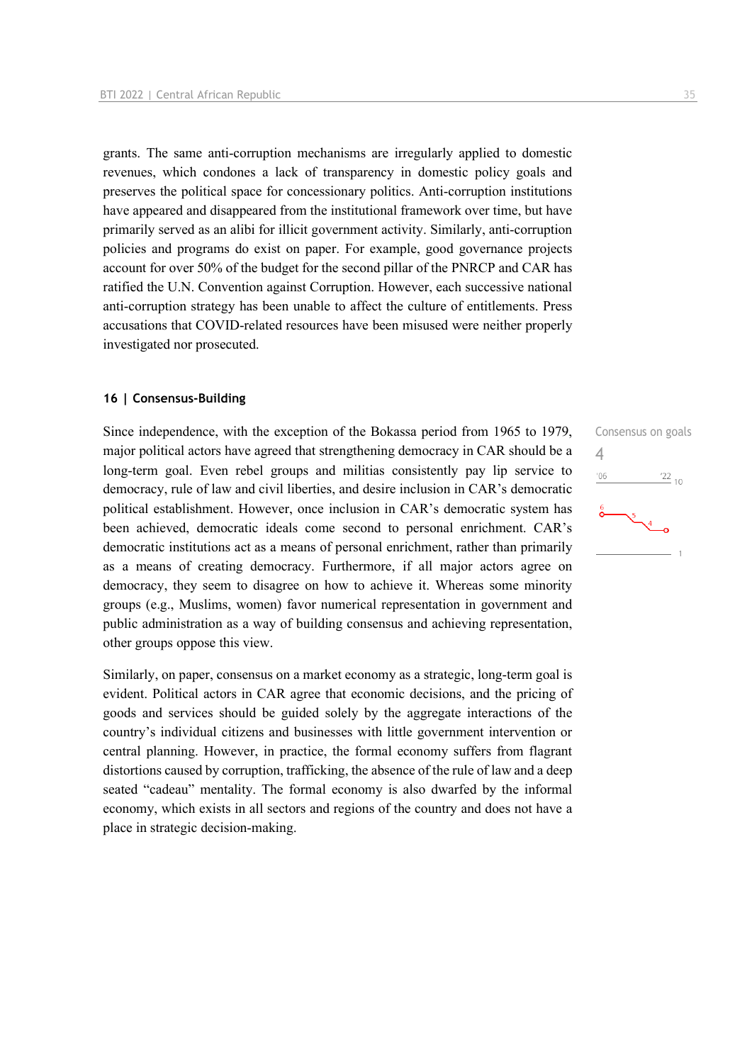grants. The same anti-corruption mechanisms are irregularly applied to domestic revenues, which condones a lack of transparency in domestic policy goals and preserves the political space for concessionary politics. Anti-corruption institutions have appeared and disappeared from the institutional framework over time, but have primarily served as an alibi for illicit government activity. Similarly, anti-corruption policies and programs do exist on paper. For example, good governance projects account for over 50% of the budget for the second pillar of the PNRCP and CAR has ratified the U.N. Convention against Corruption. However, each successive national anti-corruption strategy has been unable to affect the culture of entitlements. Press accusations that COVID-related resources have been misused were neither properly investigated nor prosecuted.

### 16 | Consensus-Building

Consensus on goals
4

Since independence, with the exception of the Bokassa period from 1965 to 1979, major political actors have agreed that strengthening democracy in CAR should be a long-term goal. Even rebel groups and militias consistently pay lip service to democracy, rule of law and civil liberties, and desire inclusion in CAR's democratic political establishment. However, once inclusion in CAR's democratic system has been achieved, democratic ideals come second to personal enrichment. CAR's democratic institutions act as a means of personal enrichment, rather than primarily as a means of creating democracy. Furthermore, if all major actors agree on democracy, they seem to disagree on how to achieve it. Whereas some minority groups (e.g., Muslims, women) favor numerical representation in government and public administration as a way of building consensus and achieving representation, other groups oppose this view.

Similarly, on paper, consensus on a market economy as a strategic, long-term goal is evident. Political actors in CAR agree that economic decisions, and the pricing of goods and services should be guided solely by the aggregate interactions of the country's individual citizens and businesses with little government intervention or central planning. However, in practice, the formal economy suffers from flagrant distortions caused by corruption, trafficking, the absence of the rule of law and a deep seated "cadeau" mentality. The formal economy is also dwarfed by the informal economy, which exists in all sectors and regions of the country and does not have a place in strategic decision-making.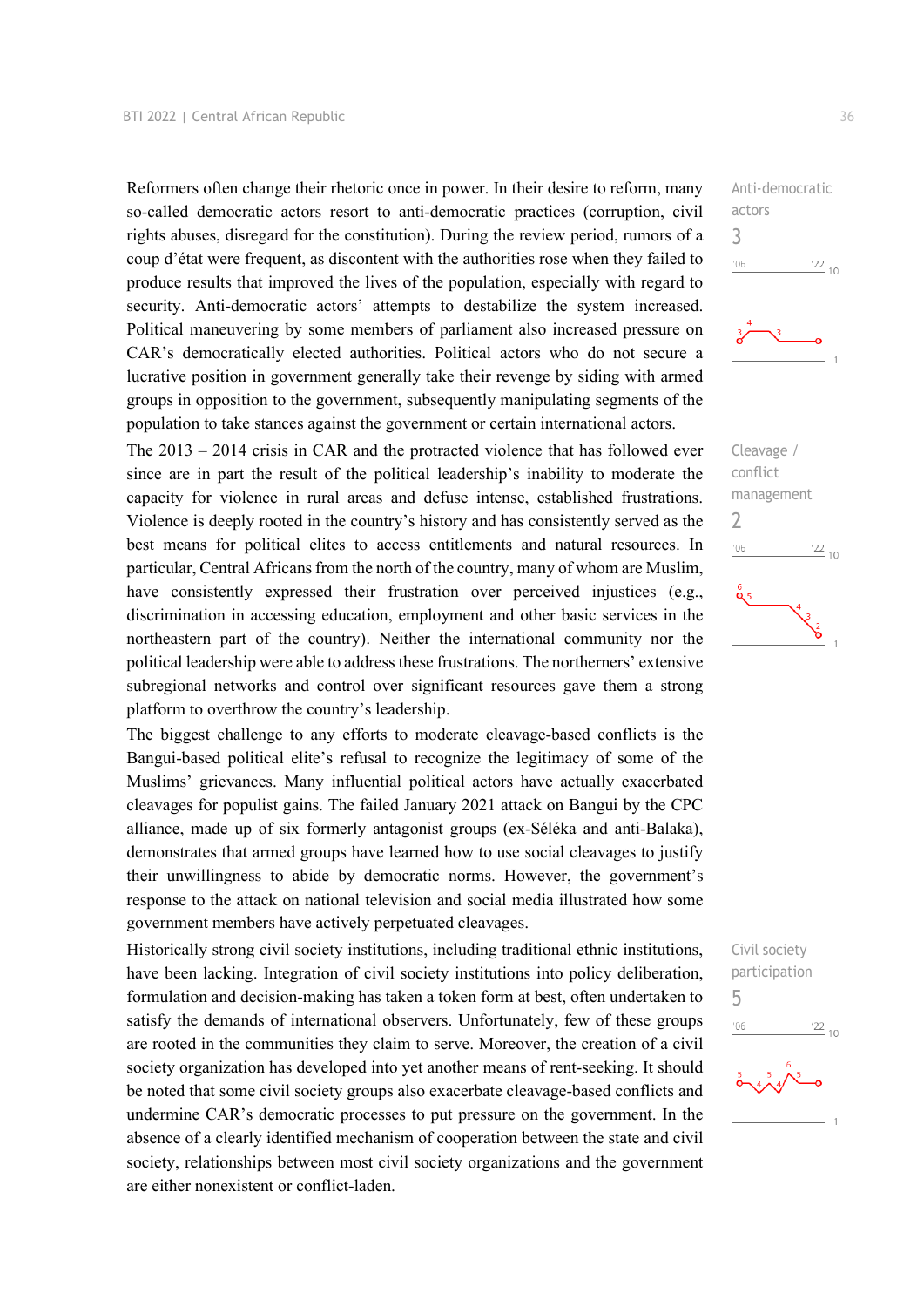Reformers often change their rhetoric once in power. In their desire to reform, many so-called democratic actors resort to anti-democratic practices (corruption, civil rights abuses, disregard for the constitution). During the review period, rumors of a coup d'état were frequent, as discontent with the authorities rose when they failed to produce results that improved the lives of the population, especially with regard to security. Anti-democratic actors' attempts to destabilize the system increased. Political maneuvering by some members of parliament also increased pressure on CAR's democratically elected authorities. Political actors who do not secure a lucrative position in government generally take their revenge by siding with armed groups in opposition to the government, subsequently manipulating segments of the population to take stances against the government or certain international actors.

Anti-democratic actors
3

The 2013 – 2014 crisis in CAR and the protracted violence that has followed ever since are in part the result of the political leadership's inability to moderate the capacity for violence in rural areas and defuse intense, established frustrations. Violence is deeply rooted in the country's history and has consistently served as the best means for political elites to access entitlements and natural resources. In particular, Central Africans from the north of the country, many of whom are Muslim, have consistently expressed their frustration over perceived injustices (e.g., discrimination in accessing education, employment and other basic services in the northeastern part of the country). Neither the international community nor the political leadership were able to address these frustrations. The northerners' extensive subregional networks and control over significant resources gave them a strong platform to overthrow the country's leadership.

Cleavage / conflict management
2

The biggest challenge to any efforts to moderate cleavage-based conflicts is the Bangui-based political elite's refusal to recognize the legitimacy of some of the Muslims' grievances. Many influential political actors have actually exacerbated cleavages for populist gains. The failed January 2021 attack on Bangui by the CPC alliance, made up of six formerly antagonist groups (ex-Séléka and anti-Balaka), demonstrates that armed groups have learned how to use social cleavages to justify their unwillingness to abide by democratic norms. However, the government's response to the attack on national television and social media illustrated how some government members have actively perpetuated cleavages.

Historically strong civil society institutions, including traditional ethnic institutions, have been lacking. Integration of civil society institutions into policy deliberation, formulation and decision-making has taken a token form at best, often undertaken to satisfy the demands of international observers. Unfortunately, few of these groups are rooted in the communities they claim to serve. Moreover, the creation of a civil society organization has developed into yet another means of rent-seeking. It should be noted that some civil society groups also exacerbate cleavage-based conflicts and undermine CAR's democratic processes to put pressure on the government. In the absence of a clearly identified mechanism of cooperation between the state and civil society, relationships between most civil society organizations and the government are either nonexistent or conflict-laden.

Civil society participation
5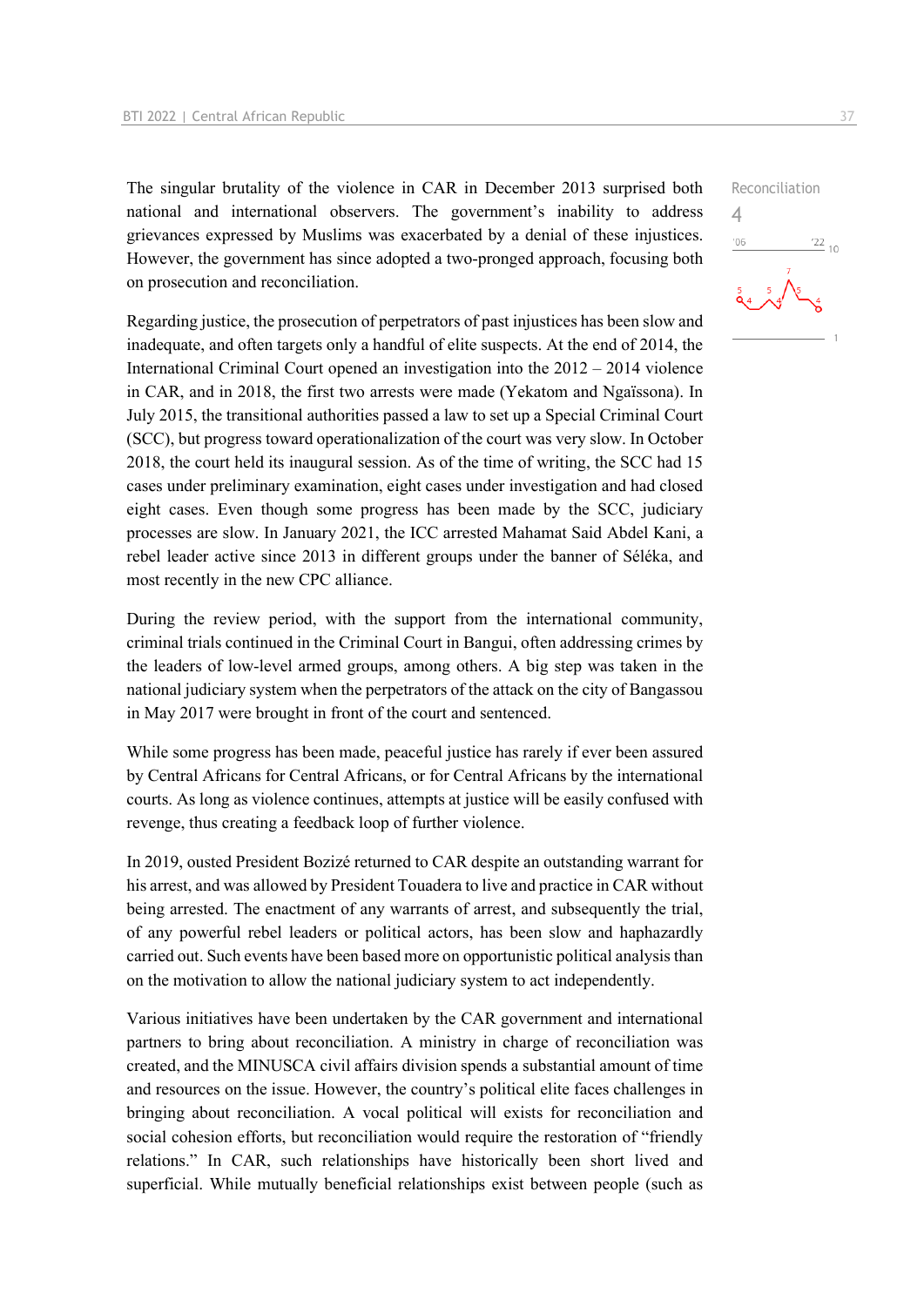The singular brutality of the violence in CAR in December 2013 surprised both national and international observers. The government's inability to address grievances expressed by Muslims was exacerbated by a denial of these injustices. However, the government has since adopted a two-pronged approach, focusing both on prosecution and reconciliation.

Reconciliation
4

Regarding justice, the prosecution of perpetrators of past injustices has been slow and inadequate, and often targets only a handful of elite suspects. At the end of 2014, the International Criminal Court opened an investigation into the 2012 – 2014 violence in CAR, and in 2018, the first two arrests were made (Yekatom and Ngaïssona). In July 2015, the transitional authorities passed a law to set up a Special Criminal Court (SCC), but progress toward operationalization of the court was very slow. In October 2018, the court held its inaugural session. As of the time of writing, the SCC had 15 cases under preliminary examination, eight cases under investigation and had closed eight cases. Even though some progress has been made by the SCC, judiciary processes are slow. In January 2021, the ICC arrested Mahamat Said Abdel Kani, a rebel leader active since 2013 in different groups under the banner of Séléka, and most recently in the new CPC alliance.

During the review period, with the support from the international community, criminal trials continued in the Criminal Court in Bangui, often addressing crimes by the leaders of low-level armed groups, among others. A big step was taken in the national judiciary system when the perpetrators of the attack on the city of Bangassou in May 2017 were brought in front of the court and sentenced.

While some progress has been made, peaceful justice has rarely if ever been assured by Central Africans for Central Africans, or for Central Africans by the international courts. As long as violence continues, attempts at justice will be easily confused with revenge, thus creating a feedback loop of further violence.

In 2019, ousted President Bozizé returned to CAR despite an outstanding warrant for his arrest, and was allowed by President Touadera to live and practice in CAR without being arrested. The enactment of any warrants of arrest, and subsequently the trial, of any powerful rebel leaders or political actors, has been slow and haphazardly carried out. Such events have been based more on opportunistic political analysis than on the motivation to allow the national judiciary system to act independently.

Various initiatives have been undertaken by the CAR government and international partners to bring about reconciliation. A ministry in charge of reconciliation was created, and the MINUSCA civil affairs division spends a substantial amount of time and resources on the issue. However, the country's political elite faces challenges in bringing about reconciliation. A vocal political will exists for reconciliation and social cohesion efforts, but reconciliation would require the restoration of "friendly relations." In CAR, such relationships have historically been short lived and superficial. While mutually beneficial relationships exist between people (such as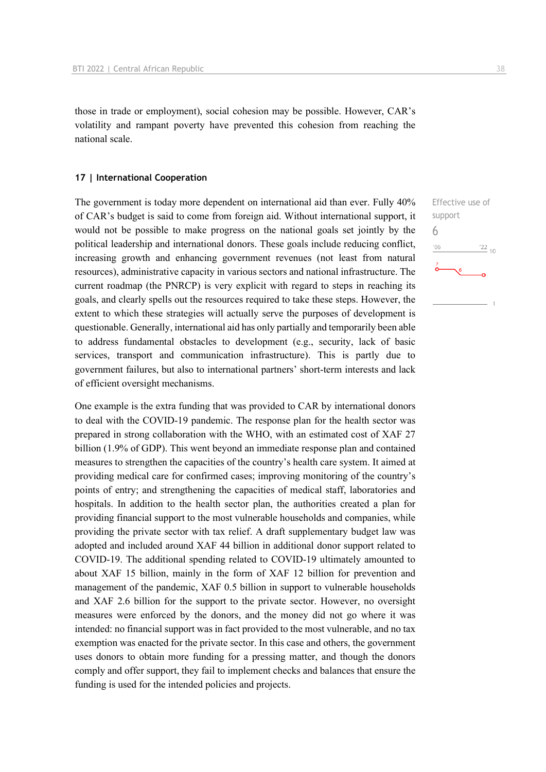those in trade or employment), social cohesion may be possible. However, CAR's volatility and rampant poverty have prevented this cohesion from reaching the national scale.

### 17 | International Cooperation

Effective use of support

6

The government is today more dependent on international aid than ever. Fully 40% of CAR's budget is said to come from foreign aid. Without international support, it would not be possible to make progress on the national goals set jointly by the political leadership and international donors. These goals include reducing conflict, increasing growth and enhancing government revenues (not least from natural resources), administrative capacity in various sectors and national infrastructure. The current roadmap (the PNRCP) is very explicit with regard to steps in reaching its goals, and clearly spells out the resources required to take these steps. However, the extent to which these strategies will actually serve the purposes of development is questionable. Generally, international aid has only partially and temporarily been able to address fundamental obstacles to development (e.g., security, lack of basic services, transport and communication infrastructure). This is partly due to government failures, but also to international partners' short-term interests and lack of efficient oversight mechanisms.

One example is the extra funding that was provided to CAR by international donors to deal with the COVID-19 pandemic. The response plan for the health sector was prepared in strong collaboration with the WHO, with an estimated cost of XAF 27 billion (1.9% of GDP). This went beyond an immediate response plan and contained measures to strengthen the capacities of the country's health care system. It aimed at providing medical care for confirmed cases; improving monitoring of the country's points of entry; and strengthening the capacities of medical staff, laboratories and hospitals. In addition to the health sector plan, the authorities created a plan for providing financial support to the most vulnerable households and companies, while providing the private sector with tax relief. A draft supplementary budget law was adopted and included around XAF 44 billion in additional donor support related to COVID-19. The additional spending related to COVID-19 ultimately amounted to about XAF 15 billion, mainly in the form of XAF 12 billion for prevention and management of the pandemic, XAF 0.5 billion in support to vulnerable households and XAF 2.6 billion for the support to the private sector. However, no oversight measures were enforced by the donors, and the money did not go where it was intended: no financial support was in fact provided to the most vulnerable, and no tax exemption was enacted for the private sector. In this case and others, the government uses donors to obtain more funding for a pressing matter, and though the donors comply and offer support, they fail to implement checks and balances that ensure the funding is used for the intended policies and projects.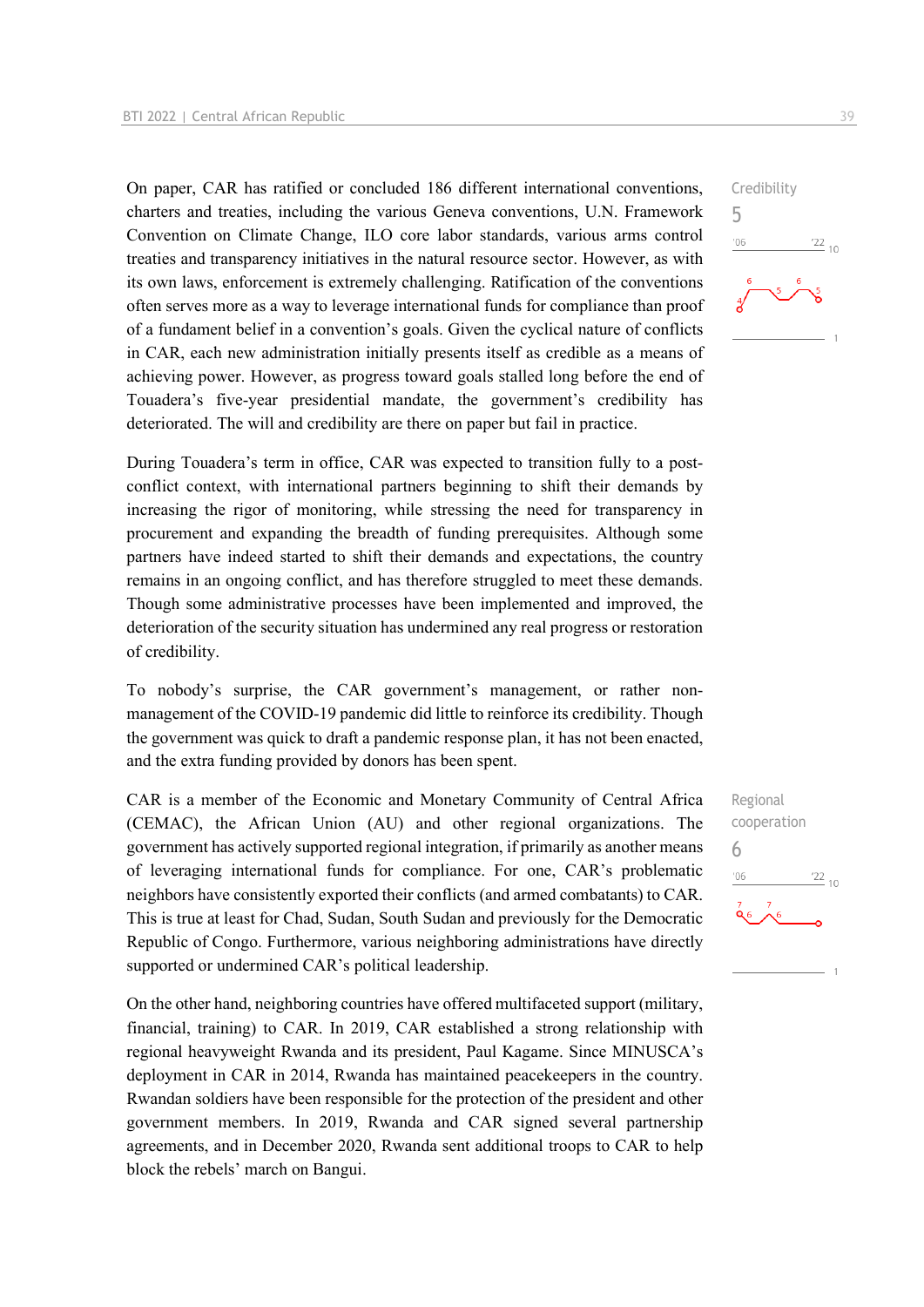On paper, CAR has ratified or concluded 186 different international conventions, charters and treaties, including the various Geneva conventions, U.N. Framework Convention on Climate Change, ILO core labor standards, various arms control treaties and transparency initiatives in the natural resource sector. However, as with its own laws, enforcement is extremely challenging. Ratification of the conventions often serves more as a way to leverage international funds for compliance than proof of a fundament belief in a convention's goals. Given the cyclical nature of conflicts in CAR, each new administration initially presents itself as credible as a means of achieving power. However, as progress toward goals stalled long before the end of Touadera's five-year presidential mandate, the government's credibility has deteriorated. The will and credibility are there on paper but fail in practice.

Credibility
5

During Touadera's term in office, CAR was expected to transition fully to a post-conflict context, with international partners beginning to shift their demands by increasing the rigor of monitoring, while stressing the need for transparency in procurement and expanding the breadth of funding prerequisites. Although some partners have indeed started to shift their demands and expectations, the country remains in an ongoing conflict, and has therefore struggled to meet these demands. Though some administrative processes have been implemented and improved, the deterioration of the security situation has undermined any real progress or restoration of credibility.

To nobody's surprise, the CAR government's management, or rather non-management of the COVID-19 pandemic did little to reinforce its credibility. Though the government was quick to draft a pandemic response plan, it has not been enacted, and the extra funding provided by donors has been spent.

CAR is a member of the Economic and Monetary Community of Central Africa (CEMAC), the African Union (AU) and other regional organizations. The government has actively supported regional integration, if primarily as another means of leveraging international funds for compliance. For one, CAR's problematic neighbors have consistently exported their conflicts (and armed combatants) to CAR. This is true at least for Chad, Sudan, South Sudan and previously for the Democratic Republic of Congo. Furthermore, various neighboring administrations have directly supported or undermined CAR's political leadership.

Regional cooperation
6

On the other hand, neighboring countries have offered multifaceted support (military, financial, training) to CAR. In 2019, CAR established a strong relationship with regional heavyweight Rwanda and its president, Paul Kagame. Since MINUSCA's deployment in CAR in 2014, Rwanda has maintained peacekeepers in the country. Rwandan soldiers have been responsible for the protection of the president and other government members. In 2019, Rwanda and CAR signed several partnership agreements, and in December 2020, Rwanda sent additional troops to CAR to help block the rebels' march on Bangui.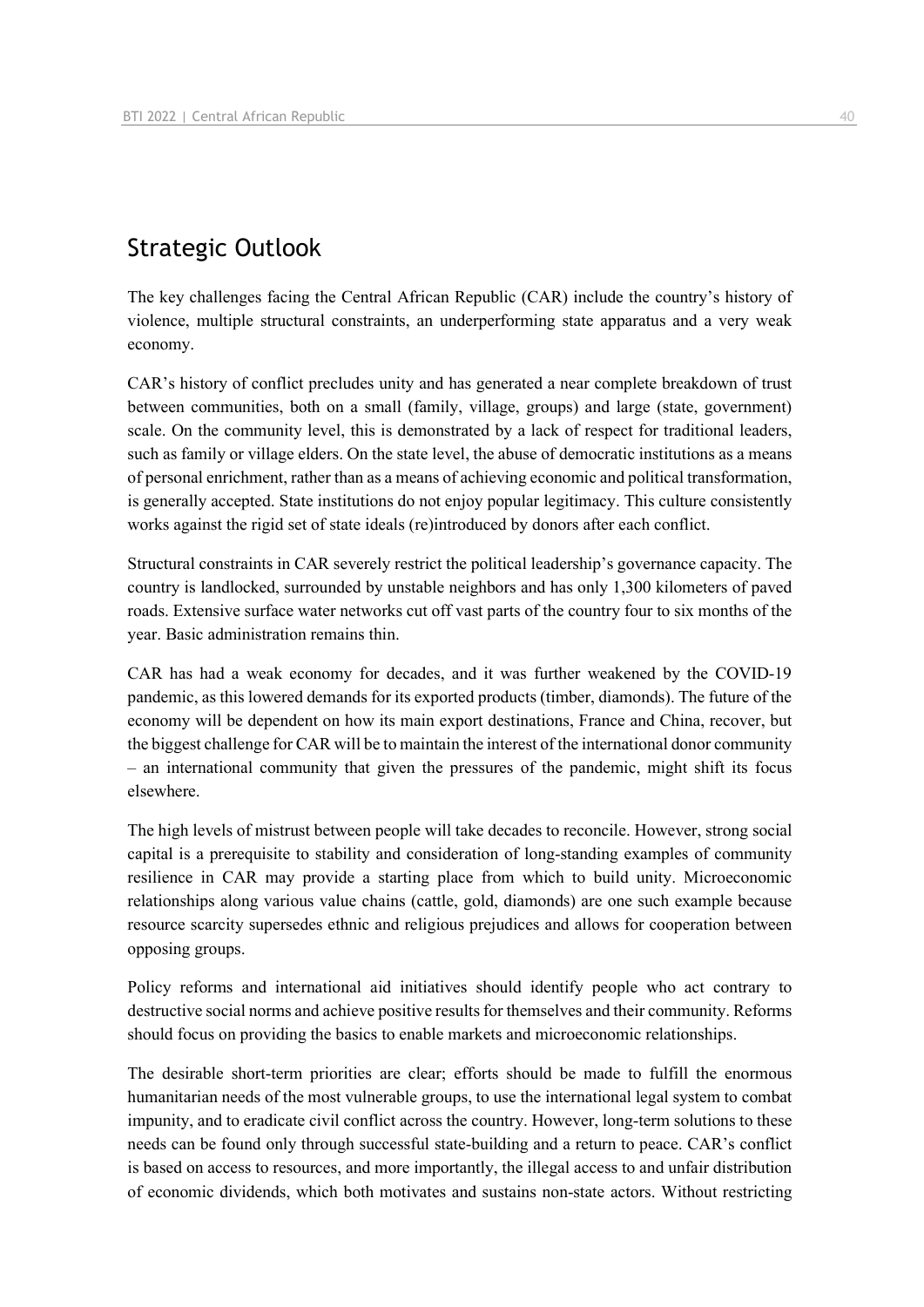## Strategic Outlook

The key challenges facing the Central African Republic (CAR) include the country's history of violence, multiple structural constraints, an underperforming state apparatus and a very weak economy.

CAR's history of conflict precludes unity and has generated a near complete breakdown of trust between communities, both on a small (family, village, groups) and large (state, government) scale. On the community level, this is demonstrated by a lack of respect for traditional leaders, such as family or village elders. On the state level, the abuse of democratic institutions as a means of personal enrichment, rather than as a means of achieving economic and political transformation, is generally accepted. State institutions do not enjoy popular legitimacy. This culture consistently works against the rigid set of state ideals (re)introduced by donors after each conflict.

Structural constraints in CAR severely restrict the political leadership's governance capacity. The country is landlocked, surrounded by unstable neighbors and has only 1,300 kilometers of paved roads. Extensive surface water networks cut off vast parts of the country four to six months of the year. Basic administration remains thin.

CAR has had a weak economy for decades, and it was further weakened by the COVID-19 pandemic, as this lowered demands for its exported products (timber, diamonds). The future of the economy will be dependent on how its main export destinations, France and China, recover, but the biggest challenge for CAR will be to maintain the interest of the international donor community – an international community that given the pressures of the pandemic, might shift its focus elsewhere.

The high levels of mistrust between people will take decades to reconcile. However, strong social capital is a prerequisite to stability and consideration of long-standing examples of community resilience in CAR may provide a starting place from which to build unity. Microeconomic relationships along various value chains (cattle, gold, diamonds) are one such example because resource scarcity supersedes ethnic and religious prejudices and allows for cooperation between opposing groups.

Policy reforms and international aid initiatives should identify people who act contrary to destructive social norms and achieve positive results for themselves and their community. Reforms should focus on providing the basics to enable markets and microeconomic relationships.

The desirable short-term priorities are clear; efforts should be made to fulfill the enormous humanitarian needs of the most vulnerable groups, to use the international legal system to combat impunity, and to eradicate civil conflict across the country. However, long-term solutions to these needs can be found only through successful state-building and a return to peace. CAR's conflict is based on access to resources, and more importantly, the illegal access to and unfair distribution of economic dividends, which both motivates and sustains non-state actors. Without restricting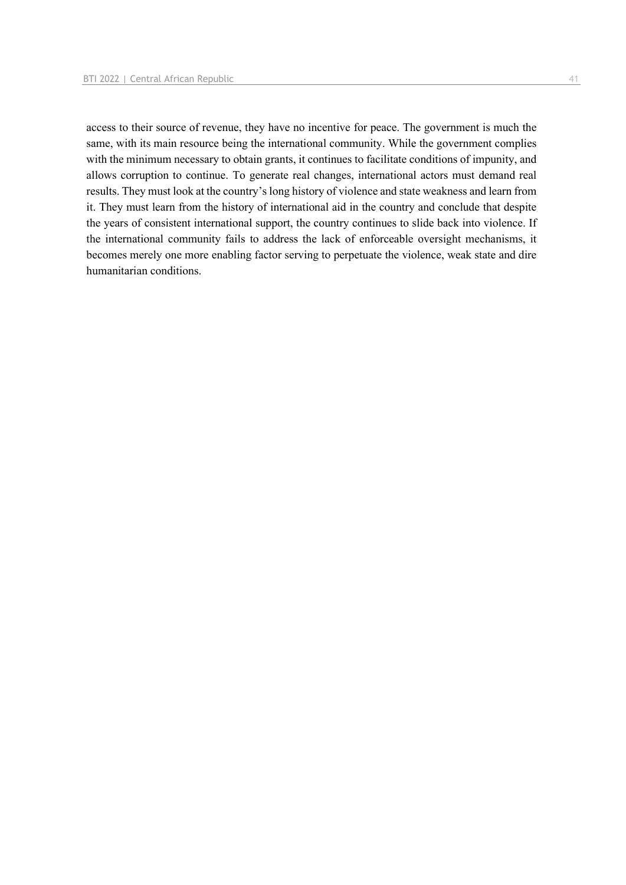access to their source of revenue, they have no incentive for peace. The government is much the same, with its main resource being the international community. While the government complies with the minimum necessary to obtain grants, it continues to facilitate conditions of impunity, and allows corruption to continue. To generate real changes, international actors must demand real results. They must look at the country's long history of violence and state weakness and learn from it. They must learn from the history of international aid in the country and conclude that despite the years of consistent international support, the country continues to slide back into violence. If the international community fails to address the lack of enforceable oversight mechanisms, it becomes merely one more enabling factor serving to perpetuate the violence, weak state and dire humanitarian conditions.